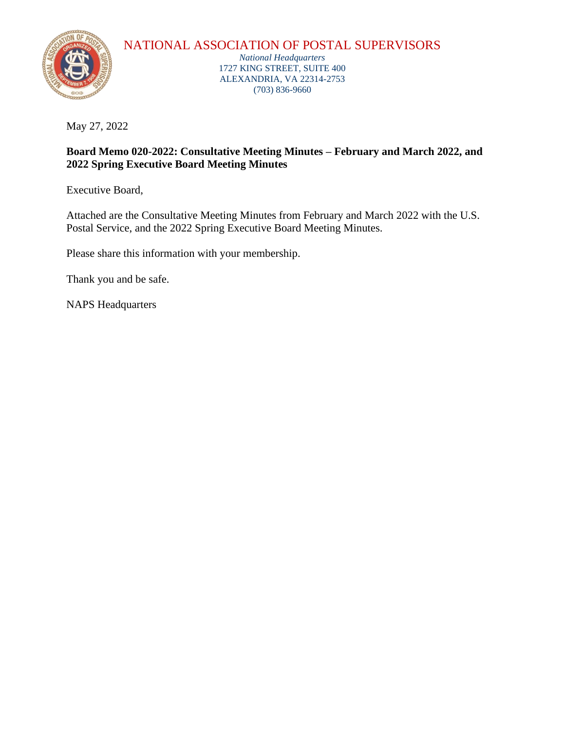# NATIONAL ASSOCIATION OF POSTAL SUPERVISORS

*National Headquarters*
1727 KING STREET, SUITE 400
ALEXANDRIA, VA 22314-2753
(703) 836-9660

May 27, 2022

**Board Memo 020-2022: Consultative Meeting Minutes – February and March 2022, and 2022 Spring Executive Board Meeting Minutes**

Executive Board,

Attached are the Consultative Meeting Minutes from February and March 2022 with the U.S. Postal Service, and the 2022 Spring Executive Board Meeting Minutes.

Please share this information with your membership.

Thank you and be safe.

NAPS Headquarters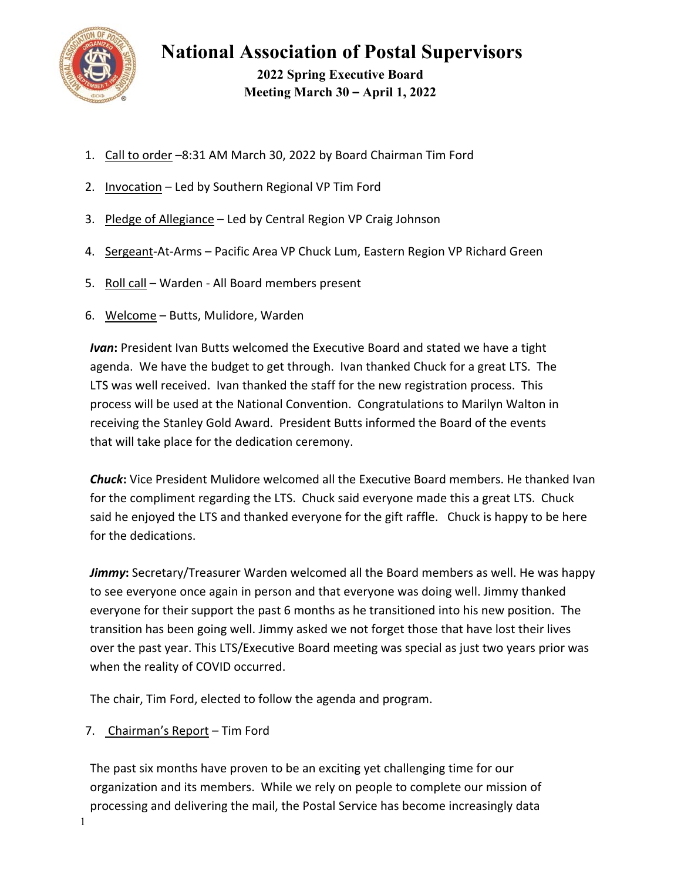# National Association of Postal Supervisors

**2022 Spring Executive Board**
**Meeting March 30 – April 1, 2022**

1. Call to order –8:31 AM March 30, 2022 by Board Chairman Tim Ford

2. Invocation – Led by Southern Regional VP Tim Ford

3. Pledge of Allegiance – Led by Central Region VP Craig Johnson

4. Sergeant-At-Arms – Pacific Area VP Chuck Lum, Eastern Region VP Richard Green

5. Roll call – Warden - All Board members present

6. Welcome – Butts, Mulidore, Warden

***Ivan*:** President Ivan Butts welcomed the Executive Board and stated we have a tight agenda. We have the budget to get through. Ivan thanked Chuck for a great LTS. The LTS was well received. Ivan thanked the staff for the new registration process. This process will be used at the National Convention. Congratulations to Marilyn Walton in receiving the Stanley Gold Award. President Butts informed the Board of the events that will take place for the dedication ceremony.

***Chuck*:** Vice President Mulidore welcomed all the Executive Board members. He thanked Ivan for the compliment regarding the LTS. Chuck said everyone made this a great LTS. Chuck said he enjoyed the LTS and thanked everyone for the gift raffle. Chuck is happy to be here for the dedications.

***Jimmy*:** Secretary/Treasurer Warden welcomed all the Board members as well. He was happy to see everyone once again in person and that everyone was doing well. Jimmy thanked everyone for their support the past 6 months as he transitioned into his new position. The transition has been going well. Jimmy asked we not forget those that have lost their lives over the past year. This LTS/Executive Board meeting was special as just two years prior was when the reality of COVID occurred.

The chair, Tim Ford, elected to follow the agenda and program.

7. Chairman's Report – Tim Ford

The past six months have proven to be an exciting yet challenging time for our organization and its members. While we rely on people to complete our mission of processing and delivering the mail, the Postal Service has become increasingly data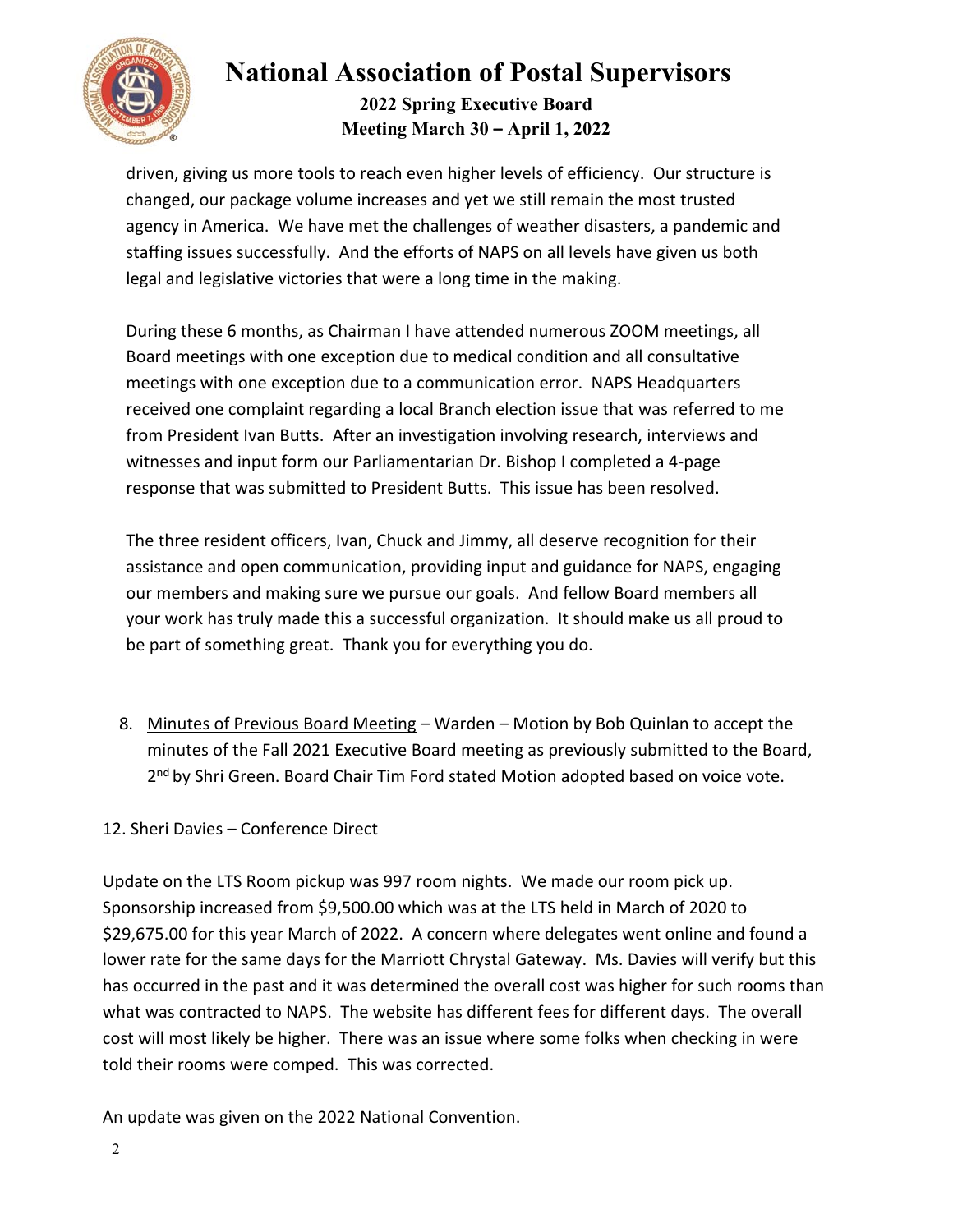driven, giving us more tools to reach even higher levels of efficiency. Our structure is changed, our package volume increases and yet we still remain the most trusted agency in America. We have met the challenges of weather disasters, a pandemic and staffing issues successfully. And the efforts of NAPS on all levels have given us both legal and legislative victories that were a long time in the making.

During these 6 months, as Chairman I have attended numerous ZOOM meetings, all Board meetings with one exception due to medical condition and all consultative meetings with one exception due to a communication error. NAPS Headquarters received one complaint regarding a local Branch election issue that was referred to me from President Ivan Butts. After an investigation involving research, interviews and witnesses and input form our Parliamentarian Dr. Bishop I completed a 4-page response that was submitted to President Butts. This issue has been resolved.

The three resident officers, Ivan, Chuck and Jimmy, all deserve recognition for their assistance and open communication, providing input and guidance for NAPS, engaging our members and making sure we pursue our goals. And fellow Board members all your work has truly made this a successful organization. It should make us all proud to be part of something great. Thank you for everything you do.

8. <u>Minutes of Previous Board Meeting</u> – Warden – Motion by Bob Quinlan to accept the minutes of the Fall 2021 Executive Board meeting as previously submitted to the Board, 2nd by Shri Green. Board Chair Tim Ford stated Motion adopted based on voice vote.

12. Sheri Davies – Conference Direct

Update on the LTS Room pickup was 997 room nights. We made our room pick up. Sponsorship increased from $9,500.00 which was at the LTS held in March of 2020 to $29,675.00 for this year March of 2022. A concern where delegates went online and found a lower rate for the same days for the Marriott Chrystal Gateway. Ms. Davies will verify but this has occurred in the past and it was determined the overall cost was higher for such rooms than what was contracted to NAPS. The website has different fees for different days. The overall cost will most likely be higher. There was an issue where some folks when checking in were told their rooms were comped. This was corrected.

An update was given on the 2022 National Convention.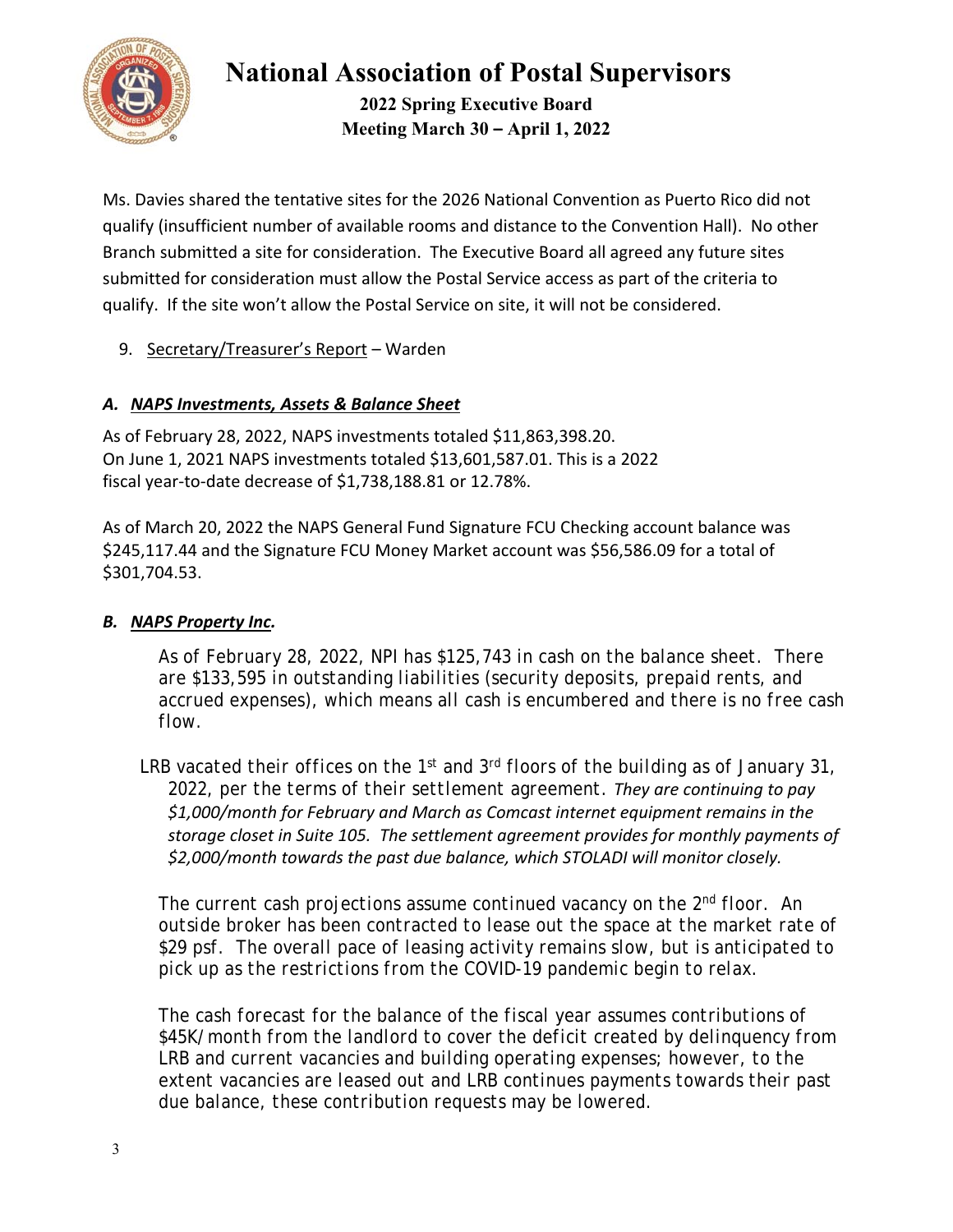Ms. Davies shared the tentative sites for the 2026 National Convention as Puerto Rico did not qualify (insufficient number of available rooms and distance to the Convention Hall). No other Branch submitted a site for consideration. The Executive Board all agreed any future sites submitted for consideration must allow the Postal Service access as part of the criteria to qualify. If the site won't allow the Postal Service on site, it will not be considered.

9. Secretary/Treasurer's Report – Warden

### *A. NAPS Investments, Assets & Balance Sheet*

As of February 28, 2022, NAPS investments totaled $11,863,398.20.
On June 1, 2021 NAPS investments totaled $13,601,587.01. This is a 2022 fiscal year-to-date decrease of $1,738,188.81 or 12.78%.

As of March 20, 2022 the NAPS General Fund Signature FCU Checking account balance was $245,117.44 and the Signature FCU Money Market account was $56,586.09 for a total of $301,704.53.

### *B. NAPS Property Inc.*

As of February 28, 2022, NPI has $125,743 in cash on the balance sheet. There are $133,595 in outstanding liabilities (security deposits, prepaid rents, and accrued expenses), which means all cash is encumbered and there is no free cash flow.

LRB vacated their offices on the 1st and 3rd floors of the building as of January 31, 2022, per the terms of their settlement agreement. *They are continuing to pay $1,000/month for February and March as Comcast internet equipment remains in the storage closet in Suite 105. The settlement agreement provides for monthly payments of $2,000/month towards the past due balance, which STOLADI will monitor closely.*

The current cash projections assume continued vacancy on the 2nd floor. An outside broker has been contracted to lease out the space at the market rate of $29 psf. The overall pace of leasing activity remains slow, but is anticipated to pick up as the restrictions from the COVID-19 pandemic begin to relax.

The cash forecast for the balance of the fiscal year assumes contributions of $45K/month from the landlord to cover the deficit created by delinquency from LRB and current vacancies and building operating expenses; however, to the extent vacancies are leased out and LRB continues payments towards their past due balance, these contribution requests may be lowered.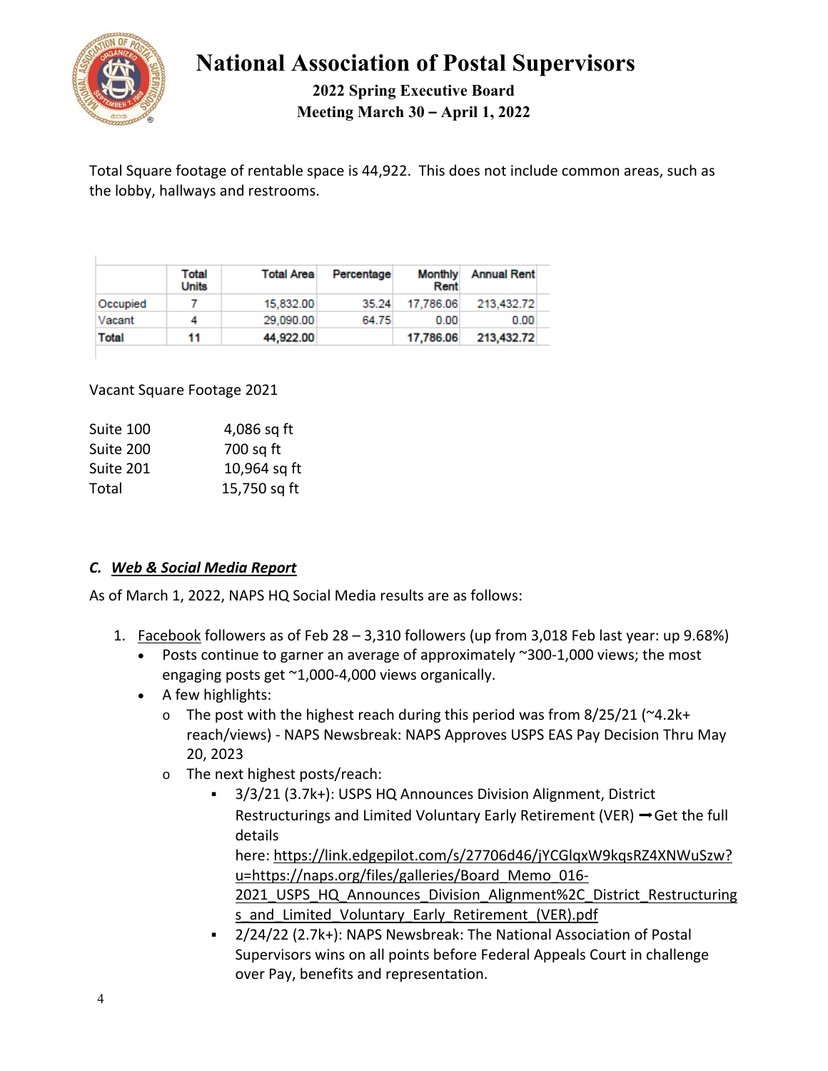Total Square footage of rentable space is 44,922. This does not include common areas, such as the lobby, hallways and restrooms.

| | Total Units | Total Area | Percentage | Monthly Rent | Annual Rent |
|---|---|---|---|---|---|
| Occupied | 7 | 15,832.00 | 35.24 | 17,786.06 | 213,432.72 |
| Vacant | 4 | 29,090.00 | 64.75 | 0.00 | 0.00 |
| **Total** | **11** | **44,922.00** | | **17,786.06** | **213,432.72** |

Vacant Square Footage 2021

| | |
|---|---|
| Suite 100 | 4,086 sq ft |
| Suite 200 | 700 sq ft |
| Suite 201 | 10,964 sq ft |
| Total | 15,750 sq ft |

### *C. Web & Social Media Report*

As of March 1, 2022, NAPS HQ Social Media results are as follows:

1. Facebook followers as of Feb 28 – 3,310 followers (up from 3,018 Feb last year: up 9.68%)
   - Posts continue to garner an average of approximately ~300-1,000 views; the most engaging posts get ~1,000-4,000 views organically.
   - A few highlights:
     - The post with the highest reach during this period was from 8/25/21 (~4.2k+ reach/views) - NAPS Newsbreak: NAPS Approves USPS EAS Pay Decision Thru May 20, 2023
     - The next highest posts/reach:
       - 3/3/21 (3.7k+): USPS HQ Announces Division Alignment, District Restructurings and Limited Voluntary Early Retirement (VER) ➞ Get the full details here: https://link.edgepilot.com/s/27706d46/jYCGlqxW9kqsRZ4XNWuSzw?u=https://naps.org/files/galleries/Board_Memo_016-2021_USPS_HQ_Announces_Division_Alignment%2C_District_Restructurings_and_Limited_Voluntary_Early_Retirement_(VER).pdf
       - 2/24/22 (2.7k+): NAPS Newsbreak: The National Association of Postal Supervisors wins on all points before Federal Appeals Court in challenge over Pay, benefits and representation.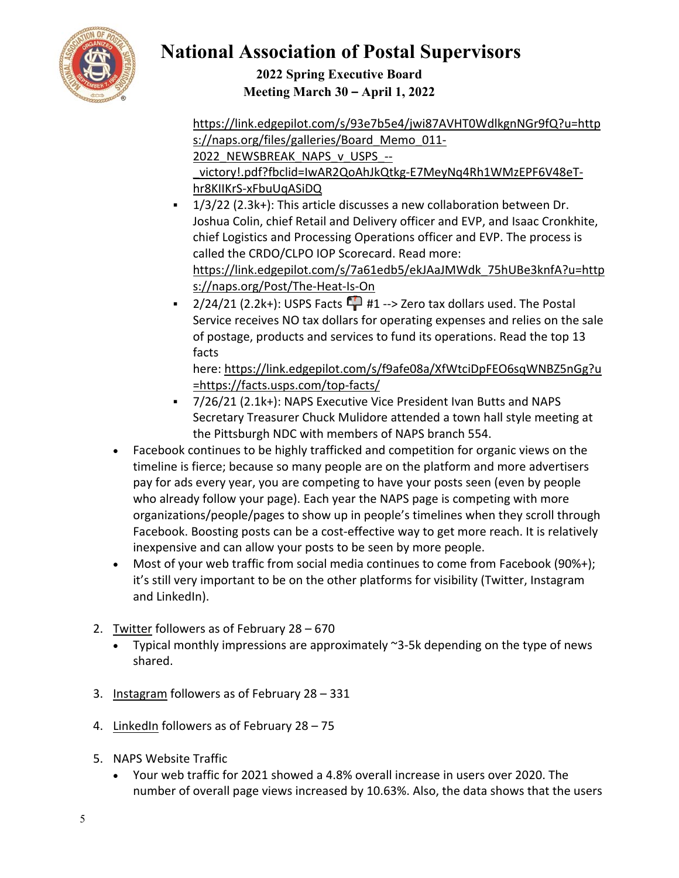https://link.edgepilot.com/s/93e7b5e4/jwi87AVHT0WdlkgnNGr9fQ?u=https://naps.org/files/galleries/Board_Memo_011-2022_NEWSBREAK_NAPS_v_USPS_--_victory!.pdf?fbclid=IwAR2QoAhJkQtkg-E7MeyNq4Rh1WMzEPF6V48eT-hr8KIIKrS-xFbuUqASiDQ

  - 1/3/22 (2.3k+): This article discusses a new collaboration between Dr. Joshua Colin, chief Retail and Delivery officer and EVP, and Isaac Cronkhite, chief Logistics and Processing Operations officer and EVP. The process is called the CRDO/CLPO IOP Scorecard. Read more: https://link.edgepilot.com/s/7a61edb5/ekJAaJMWdk_75hUBe3knfA?u=https://naps.org/Post/The-Heat-Is-On
  - 2/24/21 (2.2k+): USPS Facts 📫 #1 --> Zero tax dollars used. The Postal Service receives NO tax dollars for operating expenses and relies on the sale of postage, products and services to fund its operations. Read the top 13 facts here: https://link.edgepilot.com/s/f9afe08a/XfWtciDpFEO6sqWNBZ5nGg?u=https://facts.usps.com/top-facts/
  - 7/26/21 (2.1k+): NAPS Executive Vice President Ivan Butts and NAPS Secretary Treasurer Chuck Mulidore attended a town hall style meeting at the Pittsburgh NDC with members of NAPS branch 554.
- Facebook continues to be highly trafficked and competition for organic views on the timeline is fierce; because so many people are on the platform and more advertisers pay for ads every year, you are competing to have your posts seen (even by people who already follow your page). Each year the NAPS page is competing with more organizations/people/pages to show up in people's timelines when they scroll through Facebook. Boosting posts can be a cost-effective way to get more reach. It is relatively inexpensive and can allow your posts to be seen by more people.
- Most of your web traffic from social media continues to come from Facebook (90%+); it's still very important to be on the other platforms for visibility (Twitter, Instagram and LinkedIn).

2. Twitter followers as of February 28 – 670
   - Typical monthly impressions are approximately ~3-5k depending on the type of news shared.

3. Instagram followers as of February 28 – 331

4. LinkedIn followers as of February 28 – 75

5. NAPS Website Traffic
   - Your web traffic for 2021 showed a 4.8% overall increase in users over 2020. The number of overall page views increased by 10.63%. Also, the data shows that the users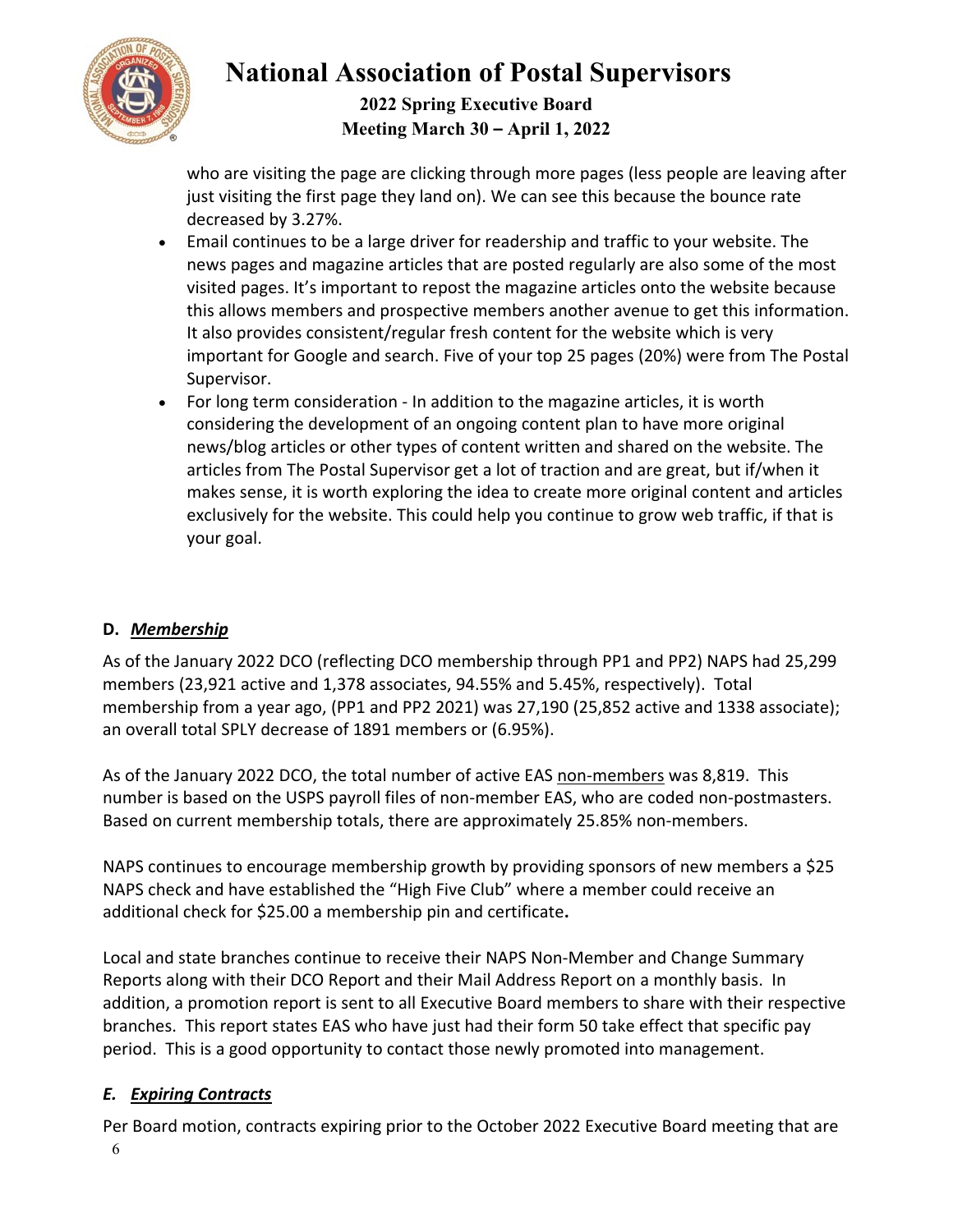who are visiting the page are clicking through more pages (less people are leaving after just visiting the first page they land on). We can see this because the bounce rate decreased by 3.27%.

- Email continues to be a large driver for readership and traffic to your website. The news pages and magazine articles that are posted regularly are also some of the most visited pages. It's important to repost the magazine articles onto the website because this allows members and prospective members another avenue to get this information. It also provides consistent/regular fresh content for the website which is very important for Google and search. Five of your top 25 pages (20%) were from The Postal Supervisor.
- For long term consideration - In addition to the magazine articles, it is worth considering the development of an ongoing content plan to have more original news/blog articles or other types of content written and shared on the website. The articles from The Postal Supervisor get a lot of traction and are great, but if/when it makes sense, it is worth exploring the idea to create more original content and articles exclusively for the website. This could help you continue to grow web traffic, if that is your goal.

**D. *Membership***

As of the January 2022 DCO (reflecting DCO membership through PP1 and PP2) NAPS had 25,299 members (23,921 active and 1,378 associates, 94.55% and 5.45%, respectively). Total membership from a year ago, (PP1 and PP2 2021) was 27,190 (25,852 active and 1338 associate); an overall total SPLY decrease of 1891 members or (6.95%).

As of the January 2022 DCO, the total number of active EAS non-members was 8,819. This number is based on the USPS payroll files of non-member EAS, who are coded non-postmasters. Based on current membership totals, there are approximately 25.85% non-members.

NAPS continues to encourage membership growth by providing sponsors of new members a $25 NAPS check and have established the "High Five Club" where a member could receive an additional check for $25.00 a membership pin and certificate**.**

Local and state branches continue to receive their NAPS Non-Member and Change Summary Reports along with their DCO Report and their Mail Address Report on a monthly basis. In addition, a promotion report is sent to all Executive Board members to share with their respective branches. This report states EAS who have just had their form 50 take effect that specific pay period. This is a good opportunity to contact those newly promoted into management.

***E. Expiring Contracts***

Per Board motion, contracts expiring prior to the October 2022 Executive Board meeting that are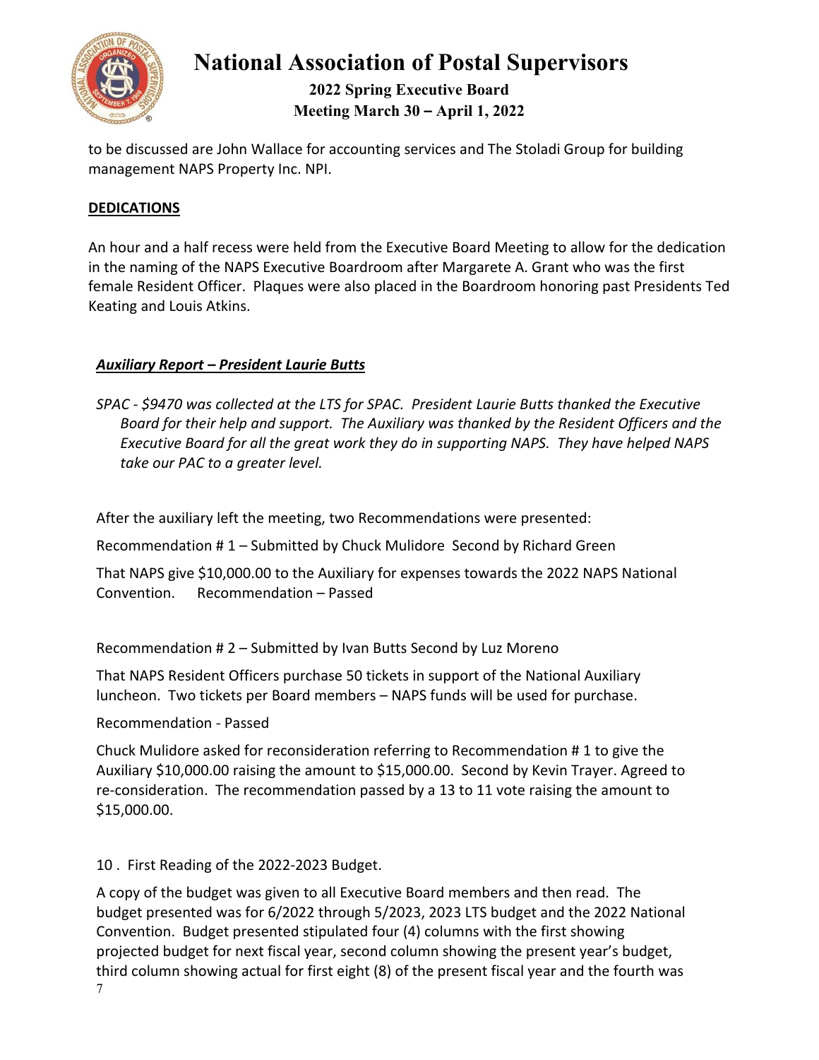to be discussed are John Wallace for accounting services and The Stoladi Group for building management NAPS Property Inc. NPI.

**DEDICATIONS**

An hour and a half recess were held from the Executive Board Meeting to allow for the dedication in the naming of the NAPS Executive Boardroom after Margarete A. Grant who was the first female Resident Officer. Plaques were also placed in the Boardroom honoring past Presidents Ted Keating and Louis Atkins.

***Auxiliary Report – President Laurie Butts***

*SPAC - $9470 was collected at the LTS for SPAC. President Laurie Butts thanked the Executive Board for their help and support. The Auxiliary was thanked by the Resident Officers and the Executive Board for all the great work they do in supporting NAPS. They have helped NAPS take our PAC to a greater level.*

After the auxiliary left the meeting, two Recommendations were presented:

Recommendation # 1 – Submitted by Chuck Mulidore Second by Richard Green

That NAPS give $10,000.00 to the Auxiliary for expenses towards the 2022 NAPS National Convention. Recommendation – Passed

Recommendation # 2 – Submitted by Ivan Butts Second by Luz Moreno

That NAPS Resident Officers purchase 50 tickets in support of the National Auxiliary luncheon. Two tickets per Board members – NAPS funds will be used for purchase.

Recommendation - Passed

Chuck Mulidore asked for reconsideration referring to Recommendation # 1 to give the Auxiliary $10,000.00 raising the amount to $15,000.00. Second by Kevin Trayer. Agreed to re-consideration. The recommendation passed by a 13 to 11 vote raising the amount to $15,000.00.

10 . First Reading of the 2022-2023 Budget.

A copy of the budget was given to all Executive Board members and then read. The budget presented was for 6/2022 through 5/2023, 2023 LTS budget and the 2022 National Convention. Budget presented stipulated four (4) columns with the first showing projected budget for next fiscal year, second column showing the present year's budget, third column showing actual for first eight (8) of the present fiscal year and the fourth was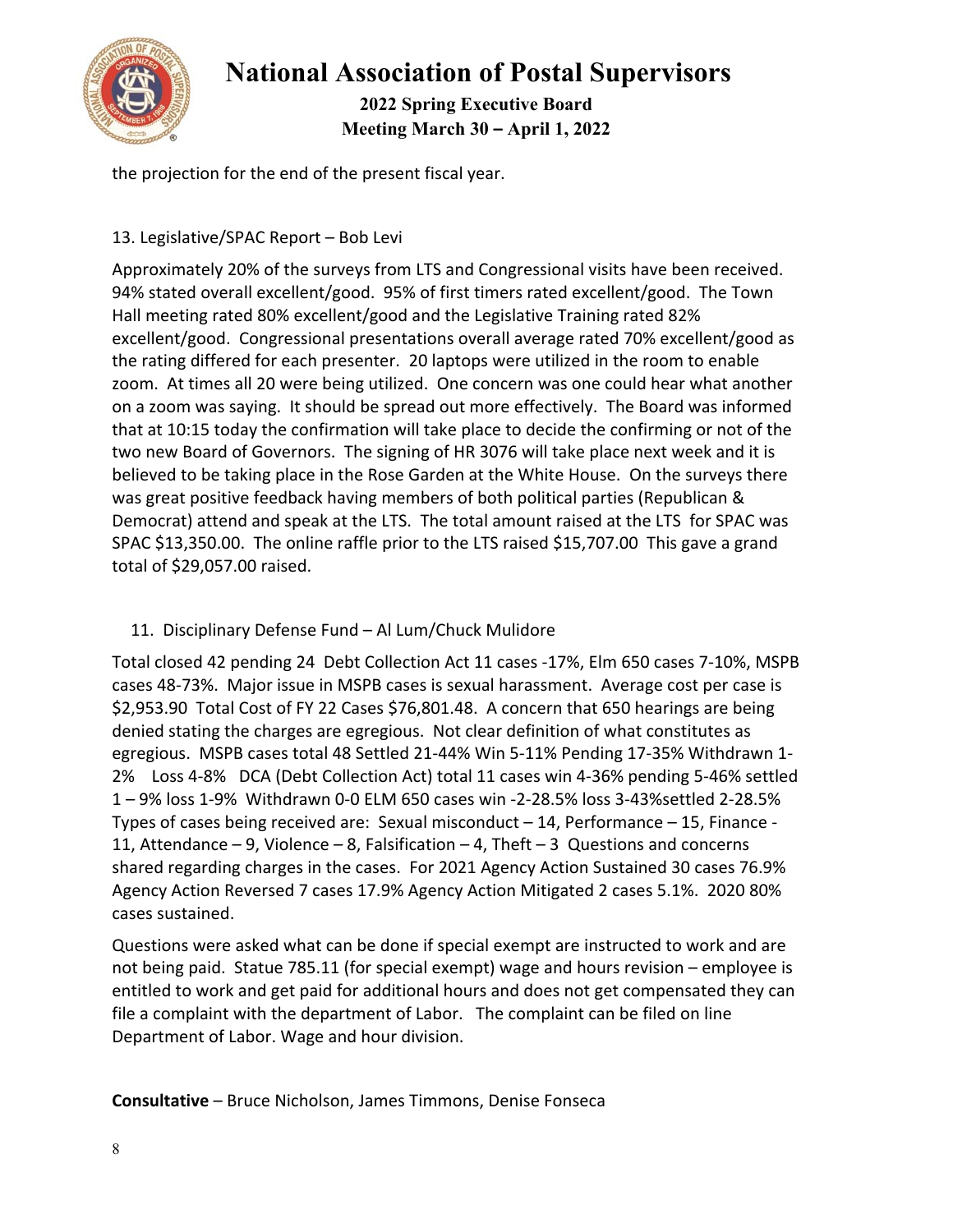the projection for the end of the present fiscal year.

13. Legislative/SPAC Report – Bob Levi

Approximately 20% of the surveys from LTS and Congressional visits have been received. 94% stated overall excellent/good. 95% of first timers rated excellent/good. The Town Hall meeting rated 80% excellent/good and the Legislative Training rated 82% excellent/good. Congressional presentations overall average rated 70% excellent/good as the rating differed for each presenter. 20 laptops were utilized in the room to enable zoom. At times all 20 were being utilized. One concern was one could hear what another on a zoom was saying. It should be spread out more effectively. The Board was informed that at 10:15 today the confirmation will take place to decide the confirming or not of the two new Board of Governors. The signing of HR 3076 will take place next week and it is believed to be taking place in the Rose Garden at the White House. On the surveys there was great positive feedback having members of both political parties (Republican & Democrat) attend and speak at the LTS. The total amount raised at the LTS for SPAC was SPAC $13,350.00. The online raffle prior to the LTS raised $15,707.00 This gave a grand total of $29,057.00 raised.

11. Disciplinary Defense Fund – Al Lum/Chuck Mulidore

Total closed 42 pending 24 Debt Collection Act 11 cases -17%, Elm 650 cases 7-10%, MSPB cases 48-73%. Major issue in MSPB cases is sexual harassment. Average cost per case is $2,953.90 Total Cost of FY 22 Cases $76,801.48. A concern that 650 hearings are being denied stating the charges are egregious. Not clear definition of what constitutes as egregious. MSPB cases total 48 Settled 21-44% Win 5-11% Pending 17-35% Withdrawn 1-2% Loss 4-8% DCA (Debt Collection Act) total 11 cases win 4-36% pending 5-46% settled 1 – 9% loss 1-9% Withdrawn 0-0 ELM 650 cases win -2-28.5% loss 3-43%settled 2-28.5% Types of cases being received are: Sexual misconduct – 14, Performance – 15, Finance - 11, Attendance – 9, Violence – 8, Falsification – 4, Theft – 3 Questions and concerns shared regarding charges in the cases. For 2021 Agency Action Sustained 30 cases 76.9% Agency Action Reversed 7 cases 17.9% Agency Action Mitigated 2 cases 5.1%. 2020 80% cases sustained.

Questions were asked what can be done if special exempt are instructed to work and are not being paid. Statue 785.11 (for special exempt) wage and hours revision – employee is entitled to work and get paid for additional hours and does not get compensated they can file a complaint with the department of Labor. The complaint can be filed on line Department of Labor. Wage and hour division.

**Consultative** – Bruce Nicholson, James Timmons, Denise Fonseca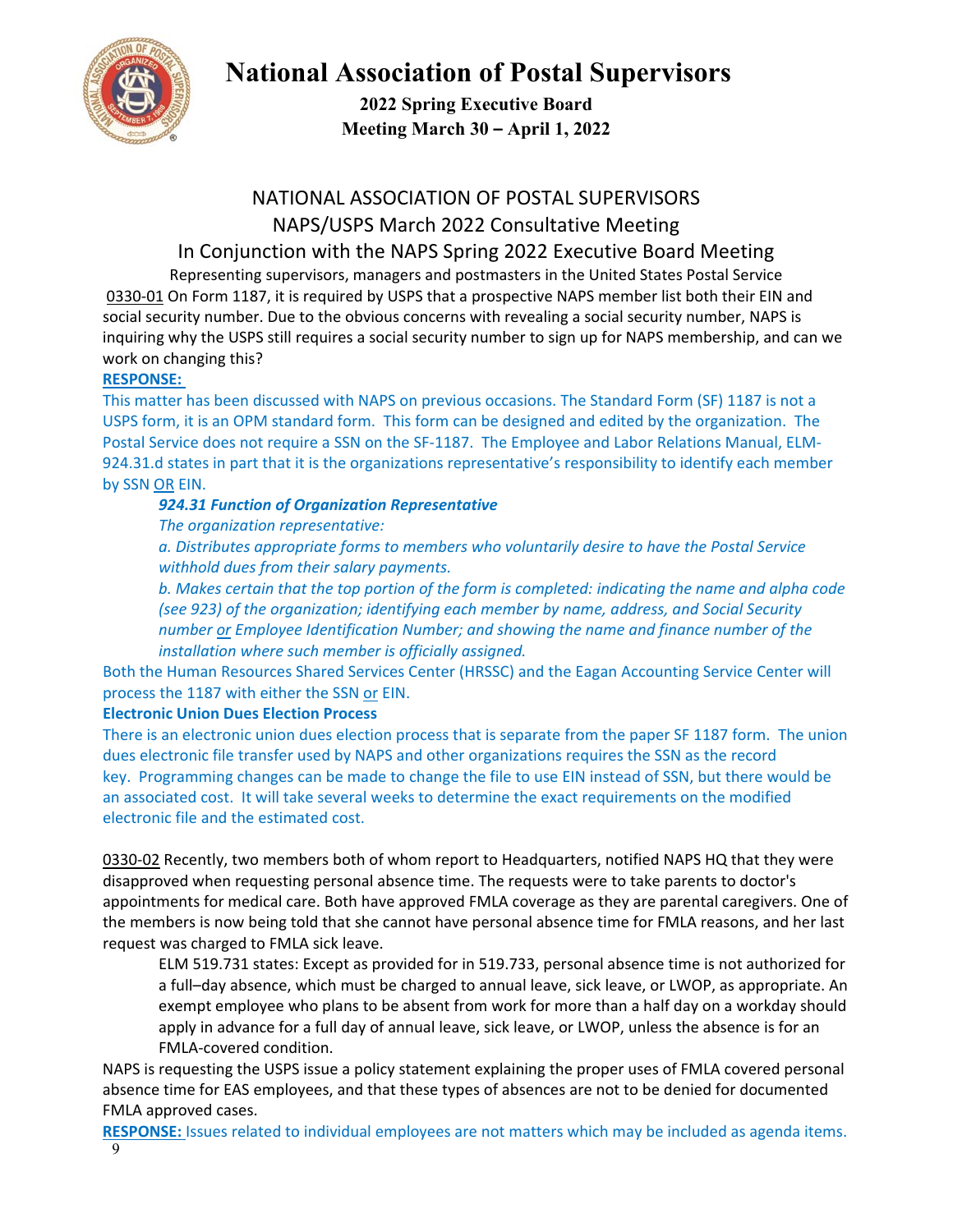# National Association of Postal Supervisors

**2022 Spring Executive Board Meeting March 30 – April 1, 2022**

## NATIONAL ASSOCIATION OF POSTAL SUPERVISORS
## NAPS/USPS March 2022 Consultative Meeting
## In Conjunction with the NAPS Spring 2022 Executive Board Meeting

Representing supervisors, managers and postmasters in the United States Postal Service

0330-01 On Form 1187, it is required by USPS that a prospective NAPS member list both their EIN and social security number. Due to the obvious concerns with revealing a social security number, NAPS is inquiring why the USPS still requires a social security number to sign up for NAPS membership, and can we work on changing this?

**RESPONSE:**

This matter has been discussed with NAPS on previous occasions. The Standard Form (SF) 1187 is not a USPS form, it is an OPM standard form. This form can be designed and edited by the organization. The Postal Service does not require a SSN on the SF-1187. The Employee and Labor Relations Manual, ELM-924.31.d states in part that it is the organizations representative's responsibility to identify each member by SSN OR EIN.

> ***924.31 Function of Organization Representative***
>
> *The organization representative:*
>
> *a. Distributes appropriate forms to members who voluntarily desire to have the Postal Service withhold dues from their salary payments.*
>
> *b. Makes certain that the top portion of the form is completed: indicating the name and alpha code (see 923) of the organization; identifying each member by name, address, and Social Security number or Employee Identification Number; and showing the name and finance number of the installation where such member is officially assigned.*

Both the Human Resources Shared Services Center (HRSSC) and the Eagan Accounting Service Center will process the 1187 with either the SSN or EIN.

**Electronic Union Dues Election Process**

There is an electronic union dues election process that is separate from the paper SF 1187 form. The union dues electronic file transfer used by NAPS and other organizations requires the SSN as the record key. Programming changes can be made to change the file to use EIN instead of SSN, but there would be an associated cost. It will take several weeks to determine the exact requirements on the modified electronic file and the estimated cost.

0330-02 Recently, two members both of whom report to Headquarters, notified NAPS HQ that they were disapproved when requesting personal absence time. The requests were to take parents to doctor's appointments for medical care. Both have approved FMLA coverage as they are parental caregivers. One of the members is now being told that she cannot have personal absence time for FMLA reasons, and her last request was charged to FMLA sick leave.

> ELM 519.731 states: Except as provided for in 519.733, personal absence time is not authorized for a full–day absence, which must be charged to annual leave, sick leave, or LWOP, as appropriate. An exempt employee who plans to be absent from work for more than a half day on a workday should apply in advance for a full day of annual leave, sick leave, or LWOP, unless the absence is for an FMLA-covered condition.

NAPS is requesting the USPS issue a policy statement explaining the proper uses of FMLA covered personal absence time for EAS employees, and that these types of absences are not to be denied for documented FMLA approved cases.

**RESPONSE:** Issues related to individual employees are not matters which may be included as agenda items.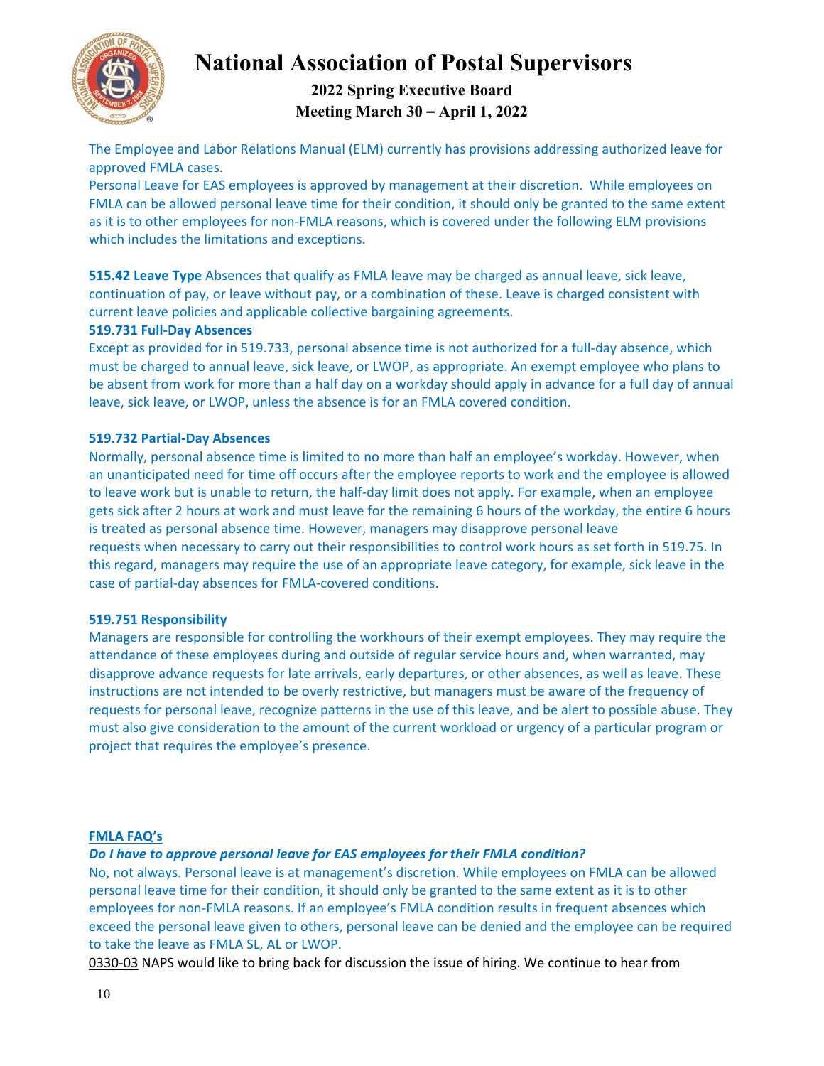The Employee and Labor Relations Manual (ELM) currently has provisions addressing authorized leave for approved FMLA cases.
Personal Leave for EAS employees is approved by management at their discretion. While employees on FMLA can be allowed personal leave time for their condition, it should only be granted to the same extent as it is to other employees for non-FMLA reasons, which is covered under the following ELM provisions which includes the limitations and exceptions.

**515.42 Leave Type** Absences that qualify as FMLA leave may be charged as annual leave, sick leave, continuation of pay, or leave without pay, or a combination of these. Leave is charged consistent with current leave policies and applicable collective bargaining agreements.

**519.731 Full-Day Absences**

Except as provided for in 519.733, personal absence time is not authorized for a full-day absence, which must be charged to annual leave, sick leave, or LWOP, as appropriate. An exempt employee who plans to be absent from work for more than a half day on a workday should apply in advance for a full day of annual leave, sick leave, or LWOP, unless the absence is for an FMLA covered condition.

**519.732 Partial-Day Absences**

Normally, personal absence time is limited to no more than half an employee's workday. However, when an unanticipated need for time off occurs after the employee reports to work and the employee is allowed to leave work but is unable to return, the half-day limit does not apply. For example, when an employee gets sick after 2 hours at work and must leave for the remaining 6 hours of the workday, the entire 6 hours is treated as personal absence time. However, managers may disapprove personal leave requests when necessary to carry out their responsibilities to control work hours as set forth in 519.75. In this regard, managers may require the use of an appropriate leave category, for example, sick leave in the case of partial-day absences for FMLA-covered conditions.

**519.751 Responsibility**

Managers are responsible for controlling the workhours of their exempt employees. They may require the attendance of these employees during and outside of regular service hours and, when warranted, may disapprove advance requests for late arrivals, early departures, or other absences, as well as leave. These instructions are not intended to be overly restrictive, but managers must be aware of the frequency of requests for personal leave, recognize patterns in the use of this leave, and be alert to possible abuse. They must also give consideration to the amount of the current workload or urgency of a particular program or project that requires the employee's presence.

**FMLA FAQ's**

***Do I have to approve personal leave for EAS employees for their FMLA condition?***

No, not always. Personal leave is at management's discretion. While employees on FMLA can be allowed personal leave time for their condition, it should only be granted to the same extent as it is to other employees for non-FMLA reasons. If an employee's FMLA condition results in frequent absences which exceed the personal leave given to others, personal leave can be denied and the employee can be required to take the leave as FMLA SL, AL or LWOP.

0330-03 NAPS would like to bring back for discussion the issue of hiring. We continue to hear from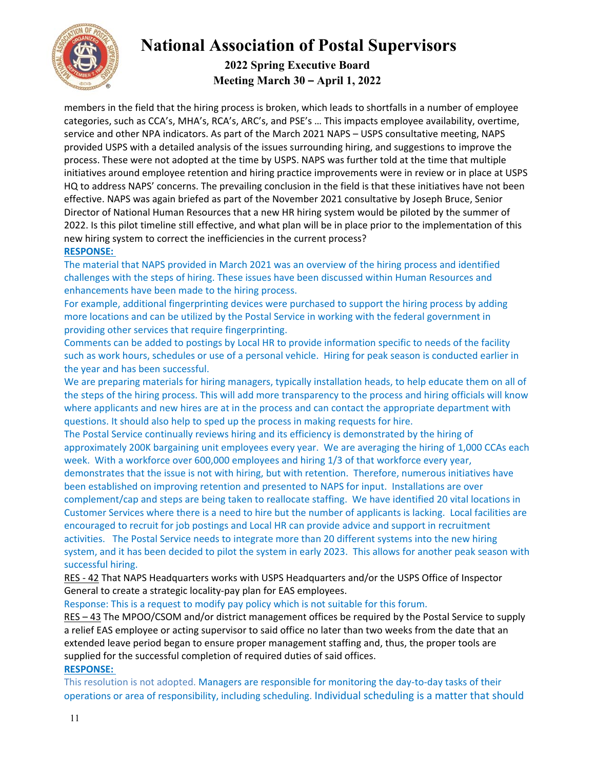members in the field that the hiring process is broken, which leads to shortfalls in a number of employee categories, such as CCA's, MHA's, RCA's, ARC's, and PSE's … This impacts employee availability, overtime, service and other NPA indicators. As part of the March 2021 NAPS – USPS consultative meeting, NAPS provided USPS with a detailed analysis of the issues surrounding hiring, and suggestions to improve the process. These were not adopted at the time by USPS. NAPS was further told at the time that multiple initiatives around employee retention and hiring practice improvements were in review or in place at USPS HQ to address NAPS' concerns. The prevailing conclusion in the field is that these initiatives have not been effective. NAPS was again briefed as part of the November 2021 consultative by Joseph Bruce, Senior Director of National Human Resources that a new HR hiring system would be piloted by the summer of 2022. Is this pilot timeline still effective, and what plan will be in place prior to the implementation of this new hiring system to correct the inefficiencies in the current process?

**RESPONSE:**

The material that NAPS provided in March 2021 was an overview of the hiring process and identified challenges with the steps of hiring. These issues have been discussed within Human Resources and enhancements have been made to the hiring process.

For example, additional fingerprinting devices were purchased to support the hiring process by adding more locations and can be utilized by the Postal Service in working with the federal government in providing other services that require fingerprinting.

Comments can be added to postings by Local HR to provide information specific to needs of the facility such as work hours, schedules or use of a personal vehicle. Hiring for peak season is conducted earlier in the year and has been successful.

We are preparing materials for hiring managers, typically installation heads, to help educate them on all of the steps of the hiring process. This will add more transparency to the process and hiring officials will know where applicants and new hires are at in the process and can contact the appropriate department with questions. It should also help to sped up the process in making requests for hire.

The Postal Service continually reviews hiring and its efficiency is demonstrated by the hiring of approximately 200K bargaining unit employees every year. We are averaging the hiring of 1,000 CCAs each week. With a workforce over 600,000 employees and hiring 1/3 of that workforce every year, demonstrates that the issue is not with hiring, but with retention. Therefore, numerous initiatives have been established on improving retention and presented to NAPS for input. Installations are over complement/cap and steps are being taken to reallocate staffing. We have identified 20 vital locations in Customer Services where there is a need to hire but the number of applicants is lacking. Local facilities are encouraged to recruit for job postings and Local HR can provide advice and support in recruitment activities. The Postal Service needs to integrate more than 20 different systems into the new hiring system, and it has been decided to pilot the system in early 2023. This allows for another peak season with successful hiring.

RES - 42 That NAPS Headquarters works with USPS Headquarters and/or the USPS Office of Inspector General to create a strategic locality-pay plan for EAS employees.

Response: This is a request to modify pay policy which is not suitable for this forum.

RES – 43 The MPOO/CSOM and/or district management offices be required by the Postal Service to supply a relief EAS employee or acting supervisor to said office no later than two weeks from the date that an extended leave period began to ensure proper management staffing and, thus, the proper tools are supplied for the successful completion of required duties of said offices.

**RESPONSE:**

This resolution is not adopted. Managers are responsible for monitoring the day-to-day tasks of their operations or area of responsibility, including scheduling. Individual scheduling is a matter that should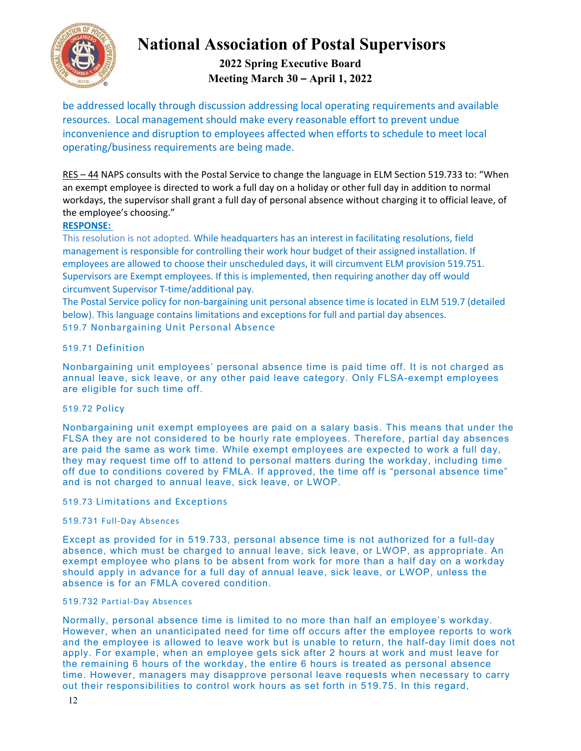be addressed locally through discussion addressing local operating requirements and available resources. Local management should make every reasonable effort to prevent undue inconvenience and disruption to employees affected when efforts to schedule to meet local operating/business requirements are being made.

RES – 44 NAPS consults with the Postal Service to change the language in ELM Section 519.733 to: "When an exempt employee is directed to work a full day on a holiday or other full day in addition to normal workdays, the supervisor shall grant a full day of personal absence without charging it to official leave, of the employee's choosing."

**RESPONSE:**

This resolution is not adopted. While headquarters has an interest in facilitating resolutions, field management is responsible for controlling their work hour budget of their assigned installation. If employees are allowed to choose their unscheduled days, it will circumvent ELM provision 519.751. Supervisors are Exempt employees. If this is implemented, then requiring another day off would circumvent Supervisor T-time/additional pay.

The Postal Service policy for non-bargaining unit personal absence time is located in ELM 519.7 (detailed below). This language contains limitations and exceptions for full and partial day absences.

519.7 Nonbargaining Unit Personal Absence

519.71 Definition

Nonbargaining unit employees' personal absence time is paid time off. It is not charged as annual leave, sick leave, or any other paid leave category. Only FLSA-exempt employees are eligible for such time off.

519.72 Policy

Nonbargaining unit exempt employees are paid on a salary basis. This means that under the FLSA they are not considered to be hourly rate employees. Therefore, partial day absences are paid the same as work time. While exempt employees are expected to work a full day, they may request time off to attend to personal matters during the workday, including time off due to conditions covered by FMLA. If approved, the time off is "personal absence time" and is not charged to annual leave, sick leave, or LWOP.

519.73 Limitations and Exceptions

519.731 Full-Day Absences

Except as provided for in 519.733, personal absence time is not authorized for a full-day absence, which must be charged to annual leave, sick leave, or LWOP, as appropriate. An exempt employee who plans to be absent from work for more than a half day on a workday should apply in advance for a full day of annual leave, sick leave, or LWOP, unless the absence is for an FMLA covered condition.

519.732 Partial-Day Absences

Normally, personal absence time is limited to no more than half an employee's workday. However, when an unanticipated need for time off occurs after the employee reports to work and the employee is allowed to leave work but is unable to return, the half-day limit does not apply. For example, when an employee gets sick after 2 hours at work and must leave for the remaining 6 hours of the workday, the entire 6 hours is treated as personal absence time. However, managers may disapprove personal leave requests when necessary to carry out their responsibilities to control work hours as set forth in 519.75. In this regard,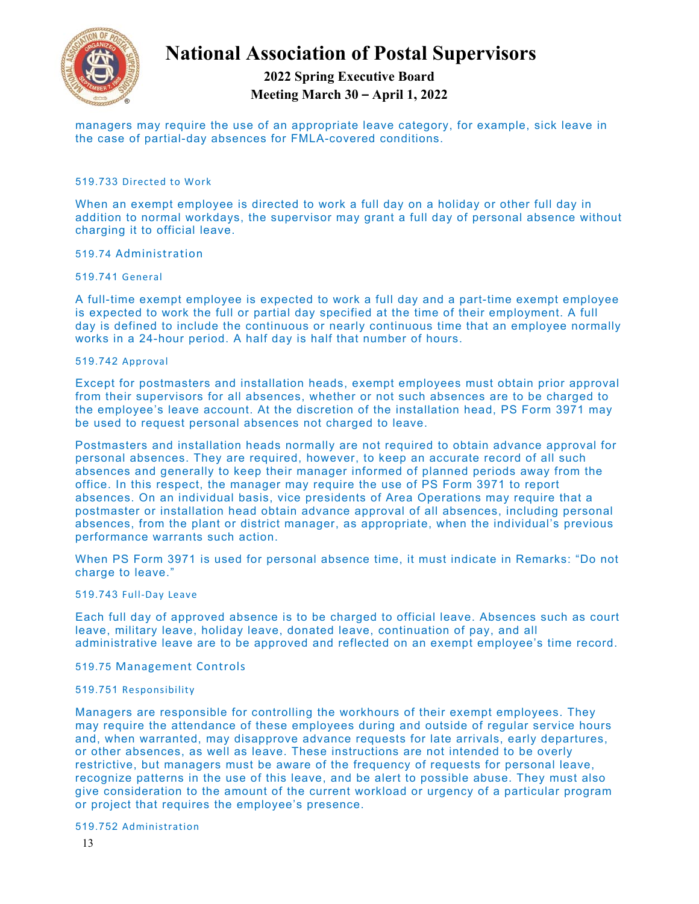managers may require the use of an appropriate leave category, for example, sick leave in the case of partial-day absences for FMLA-covered conditions.

519.733 Directed to Work

When an exempt employee is directed to work a full day on a holiday or other full day in addition to normal workdays, the supervisor may grant a full day of personal absence without charging it to official leave.

519.74 Administration

519.741 General

A full-time exempt employee is expected to work a full day and a part-time exempt employee is expected to work the full or partial day specified at the time of their employment. A full day is defined to include the continuous or nearly continuous time that an employee normally works in a 24-hour period. A half day is half that number of hours.

519.742 Approval

Except for postmasters and installation heads, exempt employees must obtain prior approval from their supervisors for all absences, whether or not such absences are to be charged to the employee's leave account. At the discretion of the installation head, PS Form 3971 may be used to request personal absences not charged to leave.

Postmasters and installation heads normally are not required to obtain advance approval for personal absences. They are required, however, to keep an accurate record of all such absences and generally to keep their manager informed of planned periods away from the office. In this respect, the manager may require the use of PS Form 3971 to report absences. On an individual basis, vice presidents of Area Operations may require that a postmaster or installation head obtain advance approval of all absences, including personal absences, from the plant or district manager, as appropriate, when the individual's previous performance warrants such action.

When PS Form 3971 is used for personal absence time, it must indicate in Remarks: "Do not charge to leave."

519.743 Full-Day Leave

Each full day of approved absence is to be charged to official leave. Absences such as court leave, military leave, holiday leave, donated leave, continuation of pay, and all administrative leave are to be approved and reflected on an exempt employee's time record.

519.75 Management Controls

519.751 Responsibility

Managers are responsible for controlling the workhours of their exempt employees. They may require the attendance of these employees during and outside of regular service hours and, when warranted, may disapprove advance requests for late arrivals, early departures, or other absences, as well as leave. These instructions are not intended to be overly restrictive, but managers must be aware of the frequency of requests for personal leave, recognize patterns in the use of this leave, and be alert to possible abuse. They must also give consideration to the amount of the current workload or urgency of a particular program or project that requires the employee's presence.

519.752 Administration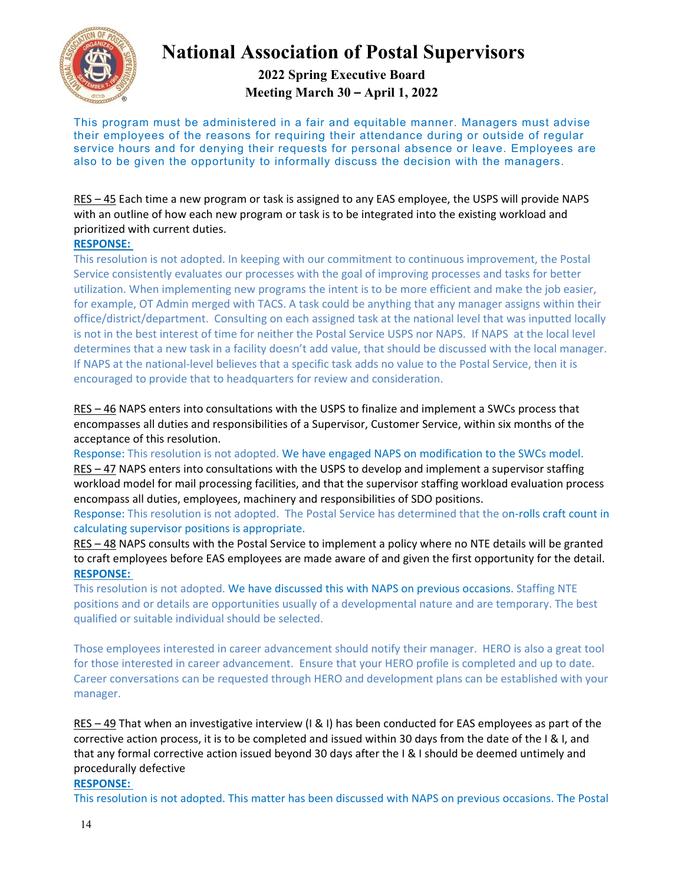This program must be administered in a fair and equitable manner. Managers must advise their employees of the reasons for requiring their attendance during or outside of regular service hours and for denying their requests for personal absence or leave. Employees are also to be given the opportunity to informally discuss the decision with the managers.

RES – 45 Each time a new program or task is assigned to any EAS employee, the USPS will provide NAPS with an outline of how each new program or task is to be integrated into the existing workload and prioritized with current duties.

**RESPONSE:**

This resolution is not adopted. In keeping with our commitment to continuous improvement, the Postal Service consistently evaluates our processes with the goal of improving processes and tasks for better utilization. When implementing new programs the intent is to be more efficient and make the job easier, for example, OT Admin merged with TACS. A task could be anything that any manager assigns within their office/district/department. Consulting on each assigned task at the national level that was inputted locally is not in the best interest of time for neither the Postal Service USPS nor NAPS. If NAPS at the local level determines that a new task in a facility doesn't add value, that should be discussed with the local manager. If NAPS at the national-level believes that a specific task adds no value to the Postal Service, then it is encouraged to provide that to headquarters for review and consideration.

RES – 46 NAPS enters into consultations with the USPS to finalize and implement a SWCs process that encompasses all duties and responsibilities of a Supervisor, Customer Service, within six months of the acceptance of this resolution.

Response: This resolution is not adopted. We have engaged NAPS on modification to the SWCs model.

RES – 47 NAPS enters into consultations with the USPS to develop and implement a supervisor staffing workload model for mail processing facilities, and that the supervisor staffing workload evaluation process encompass all duties, employees, machinery and responsibilities of SDO positions.

Response: This resolution is not adopted. The Postal Service has determined that the on-rolls craft count in calculating supervisor positions is appropriate.

RES – 48 NAPS consults with the Postal Service to implement a policy where no NTE details will be granted to craft employees before EAS employees are made aware of and given the first opportunity for the detail.

**RESPONSE:**

This resolution is not adopted. We have discussed this with NAPS on previous occasions. Staffing NTE positions and or details are opportunities usually of a developmental nature and are temporary. The best qualified or suitable individual should be selected.

Those employees interested in career advancement should notify their manager. HERO is also a great tool for those interested in career advancement. Ensure that your HERO profile is completed and up to date. Career conversations can be requested through HERO and development plans can be established with your manager.

RES – 49 That when an investigative interview (I & I) has been conducted for EAS employees as part of the corrective action process, it is to be completed and issued within 30 days from the date of the I & I, and that any formal corrective action issued beyond 30 days after the I & I should be deemed untimely and procedurally defective

**RESPONSE:**

This resolution is not adopted. This matter has been discussed with NAPS on previous occasions. The Postal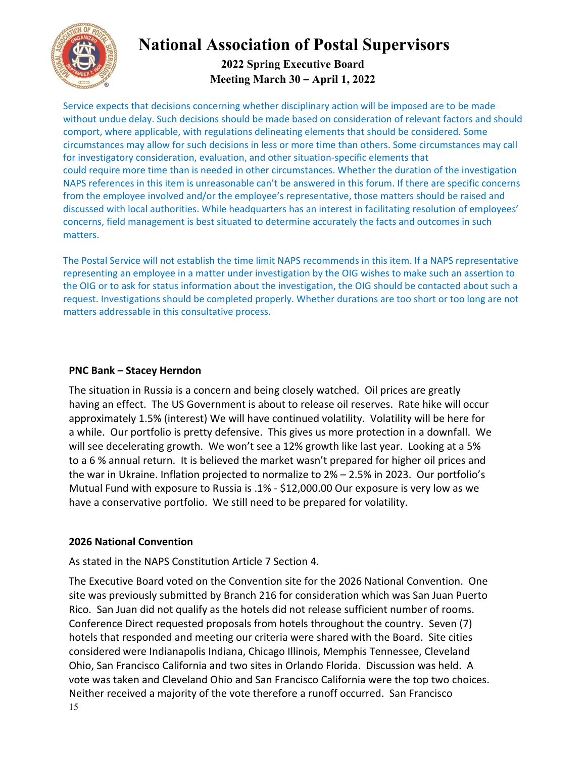Service expects that decisions concerning whether disciplinary action will be imposed are to be made without undue delay. Such decisions should be made based on consideration of relevant factors and should comport, where applicable, with regulations delineating elements that should be considered. Some circumstances may allow for such decisions in less or more time than others. Some circumstances may call for investigatory consideration, evaluation, and other situation-specific elements that could require more time than is needed in other circumstances. Whether the duration of the investigation NAPS references in this item is unreasonable can't be answered in this forum. If there are specific concerns from the employee involved and/or the employee's representative, those matters should be raised and discussed with local authorities. While headquarters has an interest in facilitating resolution of employees' concerns, field management is best situated to determine accurately the facts and outcomes in such matters.

The Postal Service will not establish the time limit NAPS recommends in this item. If a NAPS representative representing an employee in a matter under investigation by the OIG wishes to make such an assertion to the OIG or to ask for status information about the investigation, the OIG should be contacted about such a request. Investigations should be completed properly. Whether durations are too short or too long are not matters addressable in this consultative process.

**PNC Bank – Stacey Herndon**

The situation in Russia is a concern and being closely watched. Oil prices are greatly having an effect. The US Government is about to release oil reserves. Rate hike will occur approximately 1.5% (interest) We will have continued volatility. Volatility will be here for a while. Our portfolio is pretty defensive. This gives us more protection in a downfall. We will see decelerating growth. We won't see a 12% growth like last year. Looking at a 5% to a 6 % annual return. It is believed the market wasn't prepared for higher oil prices and the war in Ukraine. Inflation projected to normalize to 2% – 2.5% in 2023. Our portfolio's Mutual Fund with exposure to Russia is .1% - $12,000.00 Our exposure is very low as we have a conservative portfolio. We still need to be prepared for volatility.

**2026 National Convention**

As stated in the NAPS Constitution Article 7 Section 4.

The Executive Board voted on the Convention site for the 2026 National Convention. One site was previously submitted by Branch 216 for consideration which was San Juan Puerto Rico. San Juan did not qualify as the hotels did not release sufficient number of rooms. Conference Direct requested proposals from hotels throughout the country. Seven (7) hotels that responded and meeting our criteria were shared with the Board. Site cities considered were Indianapolis Indiana, Chicago Illinois, Memphis Tennessee, Cleveland Ohio, San Francisco California and two sites in Orlando Florida. Discussion was held. A vote was taken and Cleveland Ohio and San Francisco California were the top two choices. Neither received a majority of the vote therefore a runoff occurred. San Francisco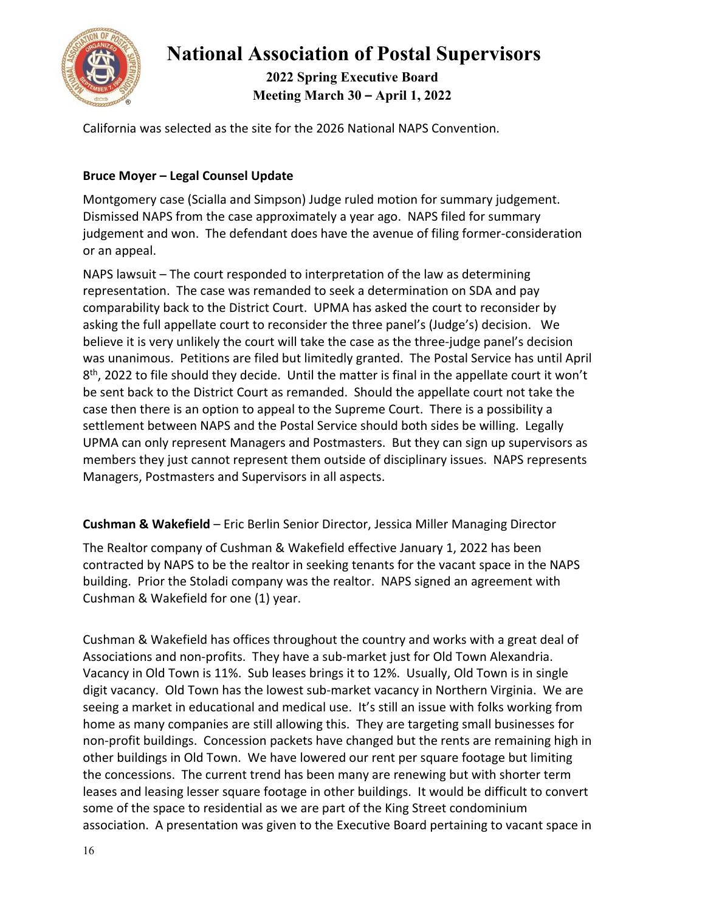California was selected as the site for the 2026 National NAPS Convention.

**Bruce Moyer – Legal Counsel Update**

Montgomery case (Scialla and Simpson) Judge ruled motion for summary judgement. Dismissed NAPS from the case approximately a year ago. NAPS filed for summary judgement and won. The defendant does have the avenue of filing former-consideration or an appeal.

NAPS lawsuit – The court responded to interpretation of the law as determining representation. The case was remanded to seek a determination on SDA and pay comparability back to the District Court. UPMA has asked the court to reconsider by asking the full appellate court to reconsider the three panel's (Judge's) decision. We believe it is very unlikely the court will take the case as the three-judge panel's decision was unanimous. Petitions are filed but limitedly granted. The Postal Service has until April 8th, 2022 to file should they decide. Until the matter is final in the appellate court it won't be sent back to the District Court as remanded. Should the appellate court not take the case then there is an option to appeal to the Supreme Court. There is a possibility a settlement between NAPS and the Postal Service should both sides be willing. Legally UPMA can only represent Managers and Postmasters. But they can sign up supervisors as members they just cannot represent them outside of disciplinary issues. NAPS represents Managers, Postmasters and Supervisors in all aspects.

**Cushman & Wakefield** – Eric Berlin Senior Director, Jessica Miller Managing Director

The Realtor company of Cushman & Wakefield effective January 1, 2022 has been contracted by NAPS to be the realtor in seeking tenants for the vacant space in the NAPS building. Prior the Stoladi company was the realtor. NAPS signed an agreement with Cushman & Wakefield for one (1) year.

Cushman & Wakefield has offices throughout the country and works with a great deal of Associations and non-profits. They have a sub-market just for Old Town Alexandria. Vacancy in Old Town is 11%. Sub leases brings it to 12%. Usually, Old Town is in single digit vacancy. Old Town has the lowest sub-market vacancy in Northern Virginia. We are seeing a market in educational and medical use. It's still an issue with folks working from home as many companies are still allowing this. They are targeting small businesses for non-profit buildings. Concession packets have changed but the rents are remaining high in other buildings in Old Town. We have lowered our rent per square footage but limiting the concessions. The current trend has been many are renewing but with shorter term leases and leasing lesser square footage in other buildings. It would be difficult to convert some of the space to residential as we are part of the King Street condominium association. A presentation was given to the Executive Board pertaining to vacant space in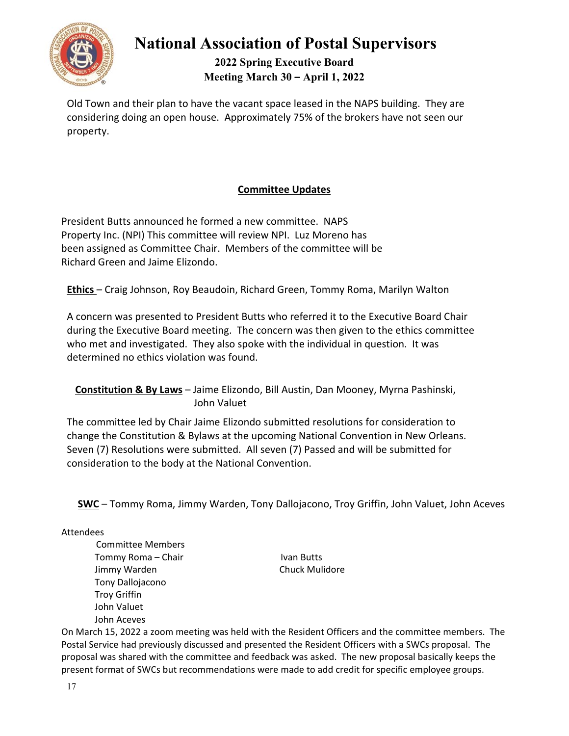Old Town and their plan to have the vacant space leased in the NAPS building. They are considering doing an open house. Approximately 75% of the brokers have not seen our property.

## Committee Updates

President Butts announced he formed a new committee. NAPS Property Inc. (NPI) This committee will review NPI. Luz Moreno has been assigned as Committee Chair. Members of the committee will be Richard Green and Jaime Elizondo.

**Ethics** – Craig Johnson, Roy Beaudoin, Richard Green, Tommy Roma, Marilyn Walton

A concern was presented to President Butts who referred it to the Executive Board Chair during the Executive Board meeting. The concern was then given to the ethics committee who met and investigated. They also spoke with the individual in question. It was determined no ethics violation was found.

**Constitution & By Laws** – Jaime Elizondo, Bill Austin, Dan Mooney, Myrna Pashinski, John Valuet

The committee led by Chair Jaime Elizondo submitted resolutions for consideration to change the Constitution & Bylaws at the upcoming National Convention in New Orleans. Seven (7) Resolutions were submitted. All seven (7) Passed and will be submitted for consideration to the body at the National Convention.

**SWC** – Tommy Roma, Jimmy Warden, Tony Dallojacono, Troy Griffin, John Valuet, John Aceves

Attendees

| Committee Members | |
|---|---|
| Tommy Roma – Chair | Ivan Butts |
| Jimmy Warden | Chuck Mulidore |
| Tony Dallojacono | |
| Troy Griffin | |
| John Valuet | |
| John Aceves | |

On March 15, 2022 a zoom meeting was held with the Resident Officers and the committee members. The Postal Service had previously discussed and presented the Resident Officers with a SWCs proposal. The proposal was shared with the committee and feedback was asked. The new proposal basically keeps the present format of SWCs but recommendations were made to add credit for specific employee groups.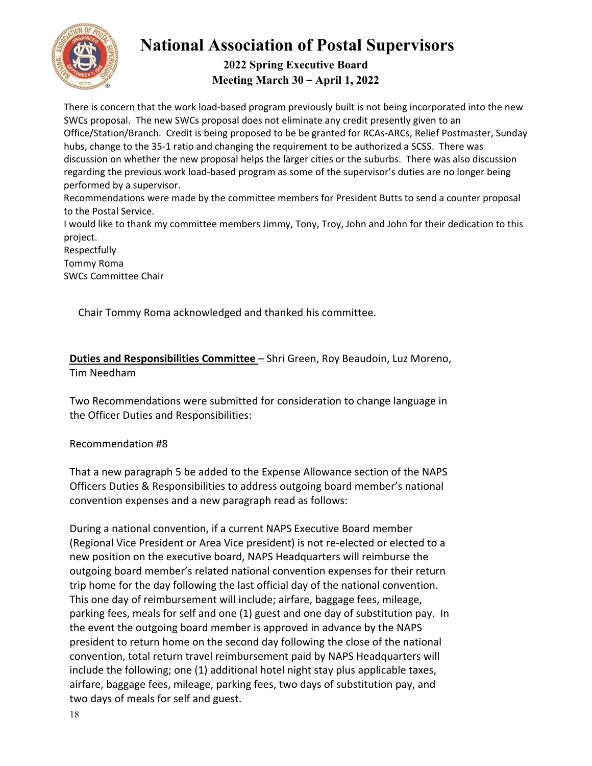There is concern that the work load-based program previously built is not being incorporated into the new SWCs proposal. The new SWCs proposal does not eliminate any credit presently given to an Office/Station/Branch. Credit is being proposed to be be granted for RCAs-ARCs, Relief Postmaster, Sunday hubs, change to the 35-1 ratio and changing the requirement to be authorized a SCSS. There was discussion on whether the new proposal helps the larger cities or the suburbs. There was also discussion regarding the previous work load-based program as some of the supervisor's duties are no longer being performed by a supervisor.

Recommendations were made by the committee members for President Butts to send a counter proposal to the Postal Service.

I would like to thank my committee members Jimmy, Tony, Troy, John and John for their dedication to this project.

Respectfully
Tommy Roma
SWCs Committee Chair

Chair Tommy Roma acknowledged and thanked his committee.

**Duties and Responsibilities Committee** – Shri Green, Roy Beaudoin, Luz Moreno, Tim Needham

Two Recommendations were submitted for consideration to change language in the Officer Duties and Responsibilities:

Recommendation #8

That a new paragraph 5 be added to the Expense Allowance section of the NAPS Officers Duties & Responsibilities to address outgoing board member's national convention expenses and a new paragraph read as follows:

During a national convention, if a current NAPS Executive Board member (Regional Vice President or Area Vice president) is not re-elected or elected to a new position on the executive board, NAPS Headquarters will reimburse the outgoing board member's related national convention expenses for their return trip home for the day following the last official day of the national convention. This one day of reimbursement will include; airfare, baggage fees, mileage, parking fees, meals for self and one (1) guest and one day of substitution pay. In the event the outgoing board member is approved in advance by the NAPS president to return home on the second day following the close of the national convention, total return travel reimbursement paid by NAPS Headquarters will include the following; one (1) additional hotel night stay plus applicable taxes, airfare, baggage fees, mileage, parking fees, two days of substitution pay, and two days of meals for self and guest.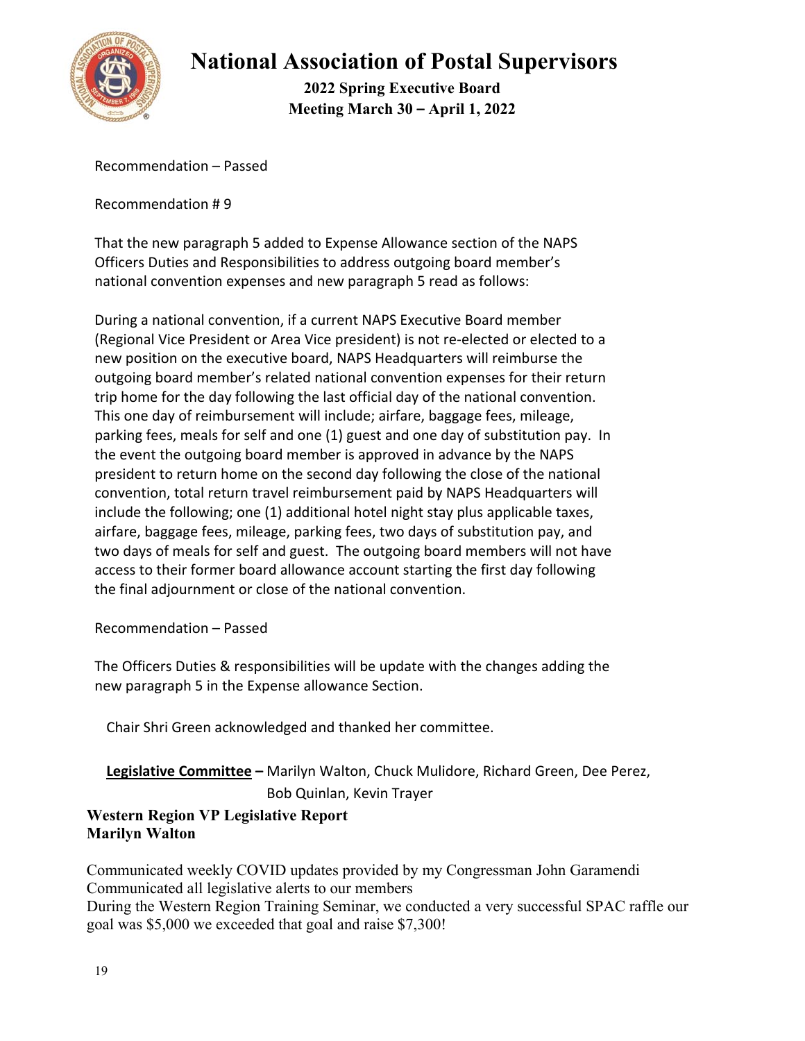Recommendation – Passed

Recommendation # 9

That the new paragraph 5 added to Expense Allowance section of the NAPS Officers Duties and Responsibilities to address outgoing board member's national convention expenses and new paragraph 5 read as follows:

During a national convention, if a current NAPS Executive Board member (Regional Vice President or Area Vice president) is not re-elected or elected to a new position on the executive board, NAPS Headquarters will reimburse the outgoing board member's related national convention expenses for their return trip home for the day following the last official day of the national convention. This one day of reimbursement will include; airfare, baggage fees, mileage, parking fees, meals for self and one (1) guest and one day of substitution pay. In the event the outgoing board member is approved in advance by the NAPS president to return home on the second day following the close of the national convention, total return travel reimbursement paid by NAPS Headquarters will include the following; one (1) additional hotel night stay plus applicable taxes, airfare, baggage fees, mileage, parking fees, two days of substitution pay, and two days of meals for self and guest. The outgoing board members will not have access to their former board allowance account starting the first day following the final adjournment or close of the national convention.

Recommendation – Passed

The Officers Duties & responsibilities will be update with the changes adding the new paragraph 5 in the Expense allowance Section.

Chair Shri Green acknowledged and thanked her committee.

**Legislative Committee –** Marilyn Walton, Chuck Mulidore, Richard Green, Dee Perez, Bob Quinlan, Kevin Trayer

**Western Region VP Legislative Report**
**Marilyn Walton**

Communicated weekly COVID updates provided by my Congressman John Garamendi
Communicated all legislative alerts to our members
During the Western Region Training Seminar, we conducted a very successful SPAC raffle our goal was $5,000 we exceeded that goal and raise $7,300!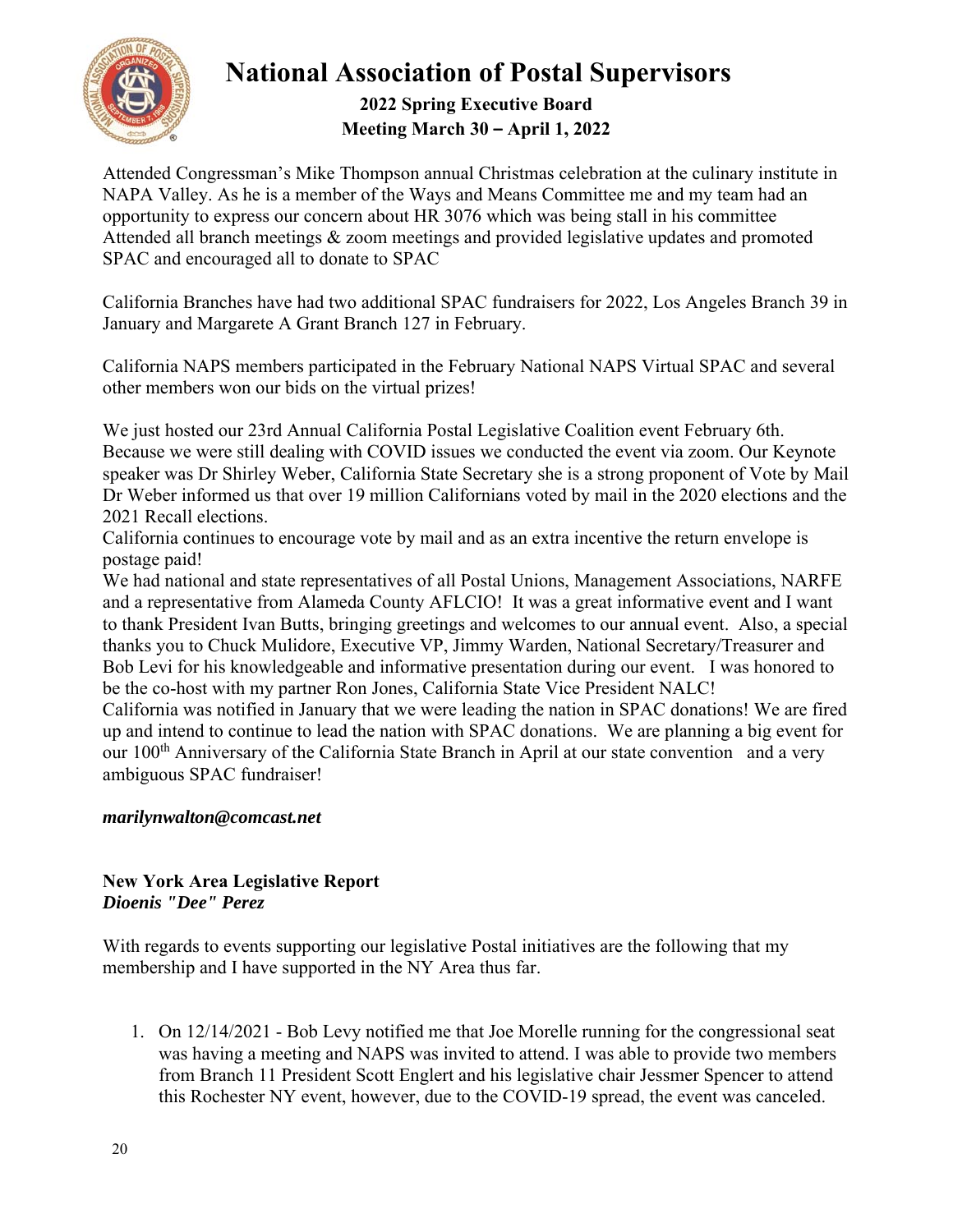Attended Congressman's Mike Thompson annual Christmas celebration at the culinary institute in NAPA Valley. As he is a member of the Ways and Means Committee me and my team had an opportunity to express our concern about HR 3076 which was being stall in his committee Attended all branch meetings & zoom meetings and provided legislative updates and promoted SPAC and encouraged all to donate to SPAC

California Branches have had two additional SPAC fundraisers for 2022, Los Angeles Branch 39 in January and Margarete A Grant Branch 127 in February.

California NAPS members participated in the February National NAPS Virtual SPAC and several other members won our bids on the virtual prizes!

We just hosted our 23rd Annual California Postal Legislative Coalition event February 6th. Because we were still dealing with COVID issues we conducted the event via zoom. Our Keynote speaker was Dr Shirley Weber, California State Secretary she is a strong proponent of Vote by Mail Dr Weber informed us that over 19 million Californians voted by mail in the 2020 elections and the 2021 Recall elections.
California continues to encourage vote by mail and as an extra incentive the return envelope is postage paid!
We had national and state representatives of all Postal Unions, Management Associations, NARFE and a representative from Alameda County AFLCIO! It was a great informative event and I want to thank President Ivan Butts, bringing greetings and welcomes to our annual event. Also, a special thanks you to Chuck Mulidore, Executive VP, Jimmy Warden, National Secretary/Treasurer and Bob Levi for his knowledgeable and informative presentation during our event. I was honored to be the co-host with my partner Ron Jones, California State Vice President NALC!
California was notified in January that we were leading the nation in SPAC donations! We are fired up and intend to continue to lead the nation with SPAC donations. We are planning a big event for our 100th Anniversary of the California State Branch in April at our state convention and a very ambiguous SPAC fundraiser!

***marilynwalton@comcast.net***

**New York Area Legislative Report**
***Dioenis "Dee" Perez***

With regards to events supporting our legislative Postal initiatives are the following that my membership and I have supported in the NY Area thus far.

1. On 12/14/2021 - Bob Levy notified me that Joe Morelle running for the congressional seat was having a meeting and NAPS was invited to attend. I was able to provide two members from Branch 11 President Scott Englert and his legislative chair Jessmer Spencer to attend this Rochester NY event, however, due to the COVID-19 spread, the event was canceled.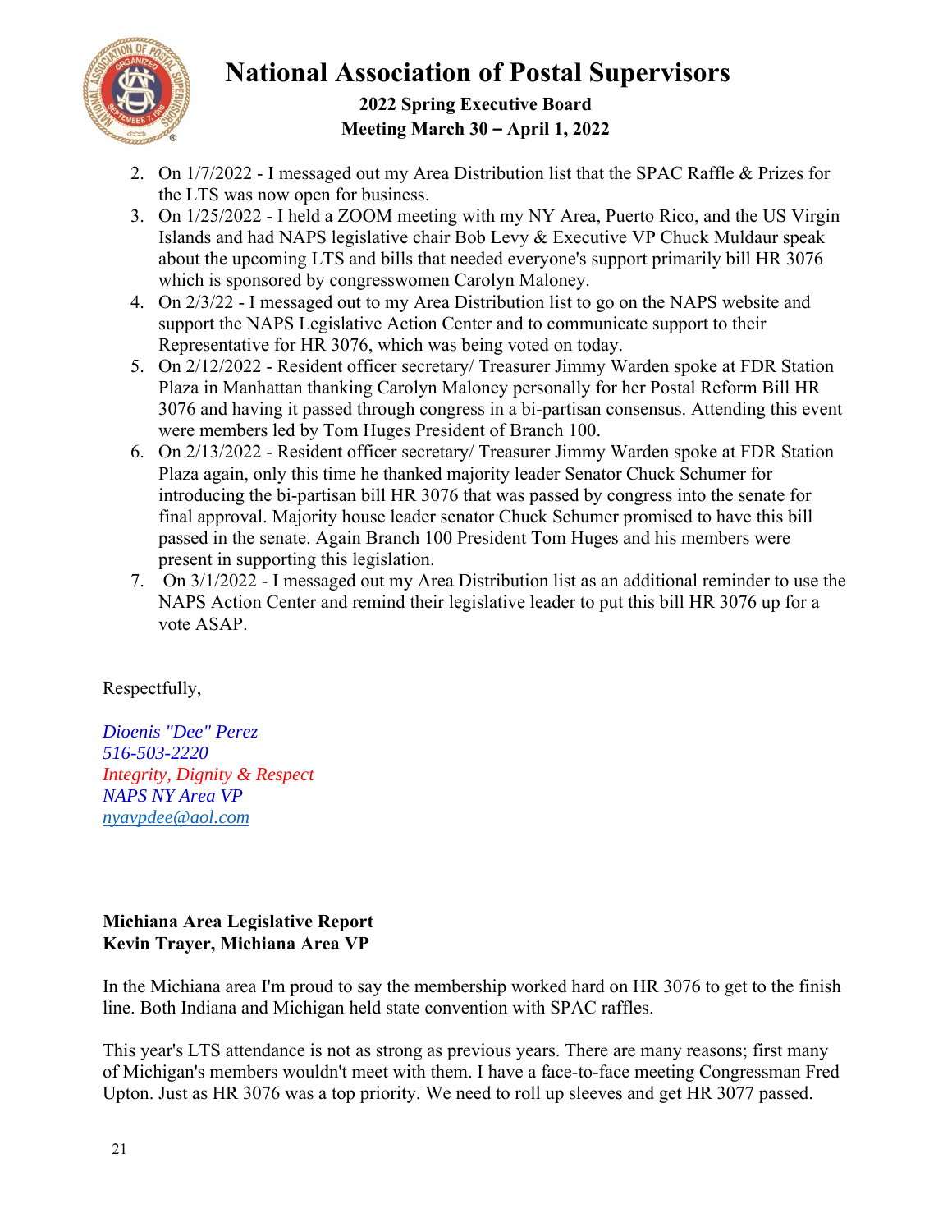2. On 1/7/2022 - I messaged out my Area Distribution list that the SPAC Raffle & Prizes for the LTS was now open for business.
3. On 1/25/2022 - I held a ZOOM meeting with my NY Area, Puerto Rico, and the US Virgin Islands and had NAPS legislative chair Bob Levy & Executive VP Chuck Muldaur speak about the upcoming LTS and bills that needed everyone's support primarily bill HR 3076 which is sponsored by congresswomen Carolyn Maloney.
4. On 2/3/22 - I messaged out to my Area Distribution list to go on the NAPS website and support the NAPS Legislative Action Center and to communicate support to their Representative for HR 3076, which was being voted on today.
5. On 2/12/2022 - Resident officer secretary/ Treasurer Jimmy Warden spoke at FDR Station Plaza in Manhattan thanking Carolyn Maloney personally for her Postal Reform Bill HR 3076 and having it passed through congress in a bi-partisan consensus. Attending this event were members led by Tom Huges President of Branch 100.
6. On 2/13/2022 - Resident officer secretary/ Treasurer Jimmy Warden spoke at FDR Station Plaza again, only this time he thanked majority leader Senator Chuck Schumer for introducing the bi-partisan bill HR 3076 that was passed by congress into the senate for final approval. Majority house leader senator Chuck Schumer promised to have this bill passed in the senate. Again Branch 100 President Tom Huges and his members were present in supporting this legislation.
7. On 3/1/2022 - I messaged out my Area Distribution list as an additional reminder to use the NAPS Action Center and remind their legislative leader to put this bill HR 3076 up for a vote ASAP.

Respectfully,

*Dioenis "Dee" Perez*
*516-503-2220*
*Integrity, Dignity & Respect*
*NAPS NY Area VP*
*nyavpdee@aol.com*

**Michiana Area Legislative Report**
**Kevin Trayer, Michiana Area VP**

In the Michiana area I'm proud to say the membership worked hard on HR 3076 to get to the finish line. Both Indiana and Michigan held state convention with SPAC raffles.

This year's LTS attendance is not as strong as previous years. There are many reasons; first many of Michigan's members wouldn't meet with them. I have a face-to-face meeting Congressman Fred Upton. Just as HR 3076 was a top priority. We need to roll up sleeves and get HR 3077 passed.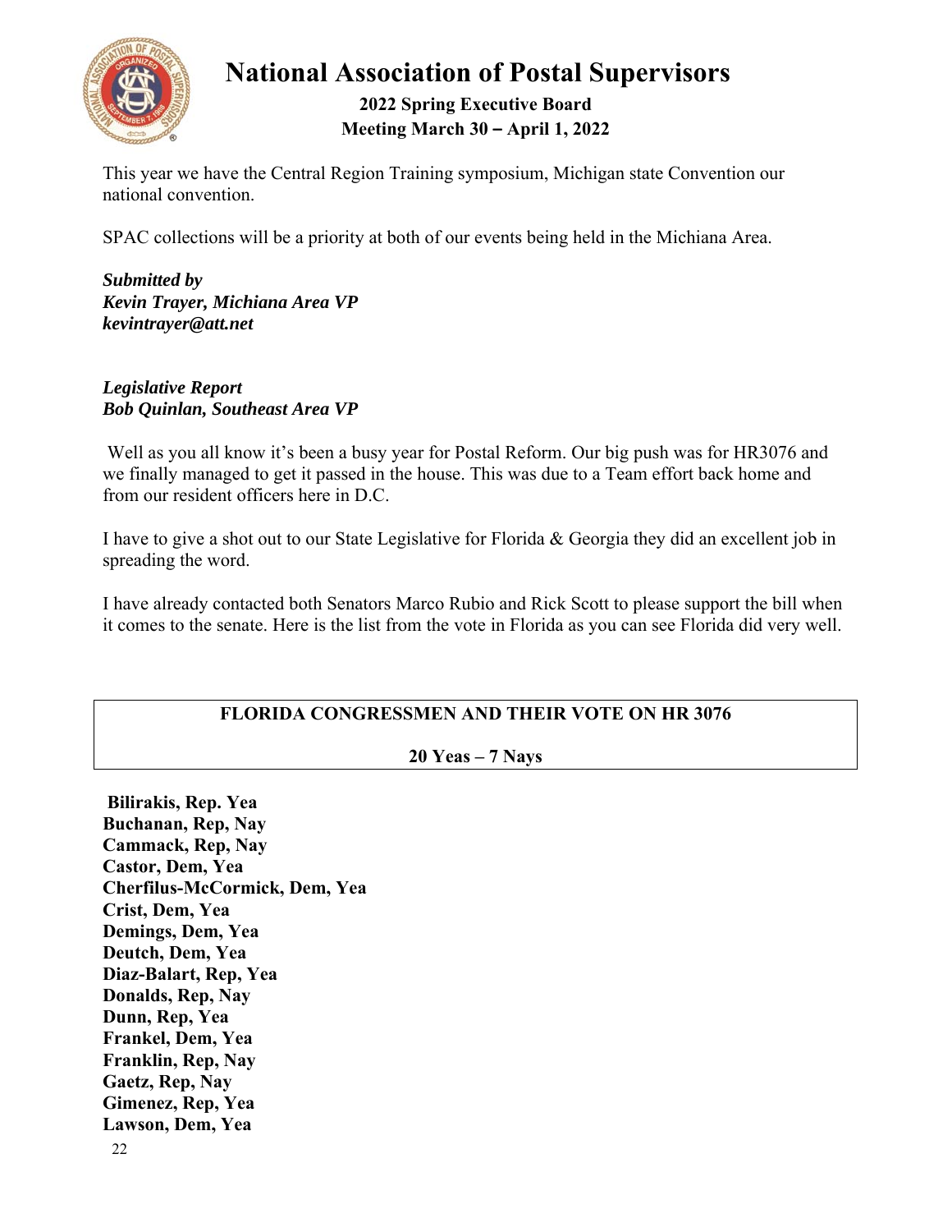This year we have the Central Region Training symposium, Michigan state Convention our national convention.

SPAC collections will be a priority at both of our events being held in the Michiana Area.

***Submitted by***
***Kevin Trayer, Michiana Area VP***
***kevintrayer@att.net***

***Legislative Report***
***Bob Quinlan, Southeast Area VP***

Well as you all know it's been a busy year for Postal Reform. Our big push was for HR3076 and we finally managed to get it passed in the house. This was due to a Team effort back home and from our resident officers here in D.C.

I have to give a shot out to our State Legislative for Florida & Georgia they did an excellent job in spreading the word.

I have already contacted both Senators Marco Rubio and Rick Scott to please support the bill when it comes to the senate. Here is the list from the vote in Florida as you can see Florida did very well.

**FLORIDA CONGRESSMEN AND THEIR VOTE ON HR 3076**

**20 Yeas – 7 Nays**

**Bilirakis, Rep. Yea**
**Buchanan, Rep, Nay**
**Cammack, Rep, Nay**
**Castor, Dem, Yea**
**Cherfilus-McCormick, Dem, Yea**
**Crist, Dem, Yea**
**Demings, Dem, Yea**
**Deutch, Dem, Yea**
**Diaz-Balart, Rep, Yea**
**Donalds, Rep, Nay**
**Dunn, Rep, Yea**
**Frankel, Dem, Yea**
**Franklin, Rep, Nay**
**Gaetz, Rep, Nay**
**Gimenez, Rep, Yea**
**Lawson, Dem, Yea**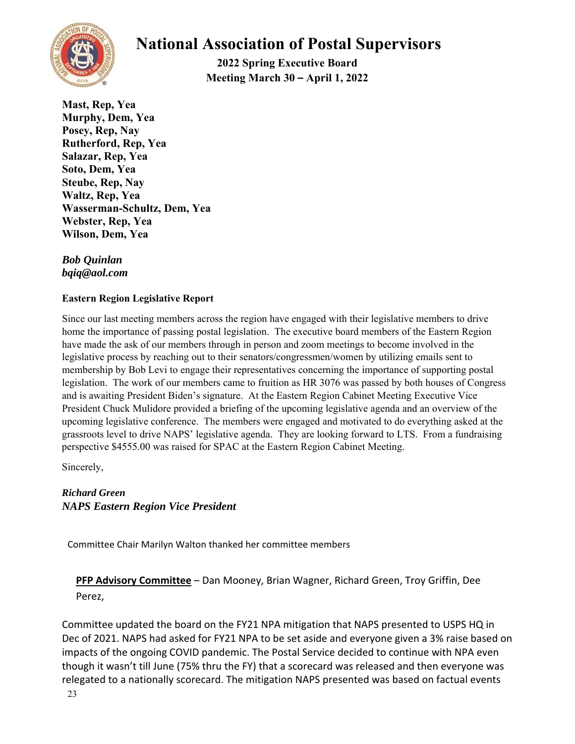**Mast, Rep, Yea**
**Murphy, Dem, Yea**
**Posey, Rep, Nay**
**Rutherford, Rep, Yea**
**Salazar, Rep, Yea**
**Soto, Dem, Yea**
**Steube, Rep, Nay**
**Waltz, Rep, Yea**
**Wasserman-Schultz, Dem, Yea**
**Webster, Rep, Yea**
**Wilson, Dem, Yea**

***Bob Quinlan***
***bqiq@aol.com***

**Eastern Region Legislative Report**

Since our last meeting members across the region have engaged with their legislative members to drive home the importance of passing postal legislation. The executive board members of the Eastern Region have made the ask of our members through in person and zoom meetings to become involved in the legislative process by reaching out to their senators/congressmen/women by utilizing emails sent to membership by Bob Levi to engage their representatives concerning the importance of supporting postal legislation. The work of our members came to fruition as HR 3076 was passed by both houses of Congress and is awaiting President Biden's signature. At the Eastern Region Cabinet Meeting Executive Vice President Chuck Mulidore provided a briefing of the upcoming legislative agenda and an overview of the upcoming legislative conference. The members were engaged and motivated to do everything asked at the grassroots level to drive NAPS' legislative agenda. They are looking forward to LTS. From a fundraising perspective $4555.00 was raised for SPAC at the Eastern Region Cabinet Meeting.

Sincerely,

***Richard Green***
***NAPS Eastern Region Vice President***

Committee Chair Marilyn Walton thanked her committee members

**PFP Advisory Committee** – Dan Mooney, Brian Wagner, Richard Green, Troy Griffin, Dee Perez,

Committee updated the board on the FY21 NPA mitigation that NAPS presented to USPS HQ in Dec of 2021. NAPS had asked for FY21 NPA to be set aside and everyone given a 3% raise based on impacts of the ongoing COVID pandemic. The Postal Service decided to continue with NPA even though it wasn't till June (75% thru the FY) that a scorecard was released and then everyone was relegated to a nationally scorecard. The mitigation NAPS presented was based on factual events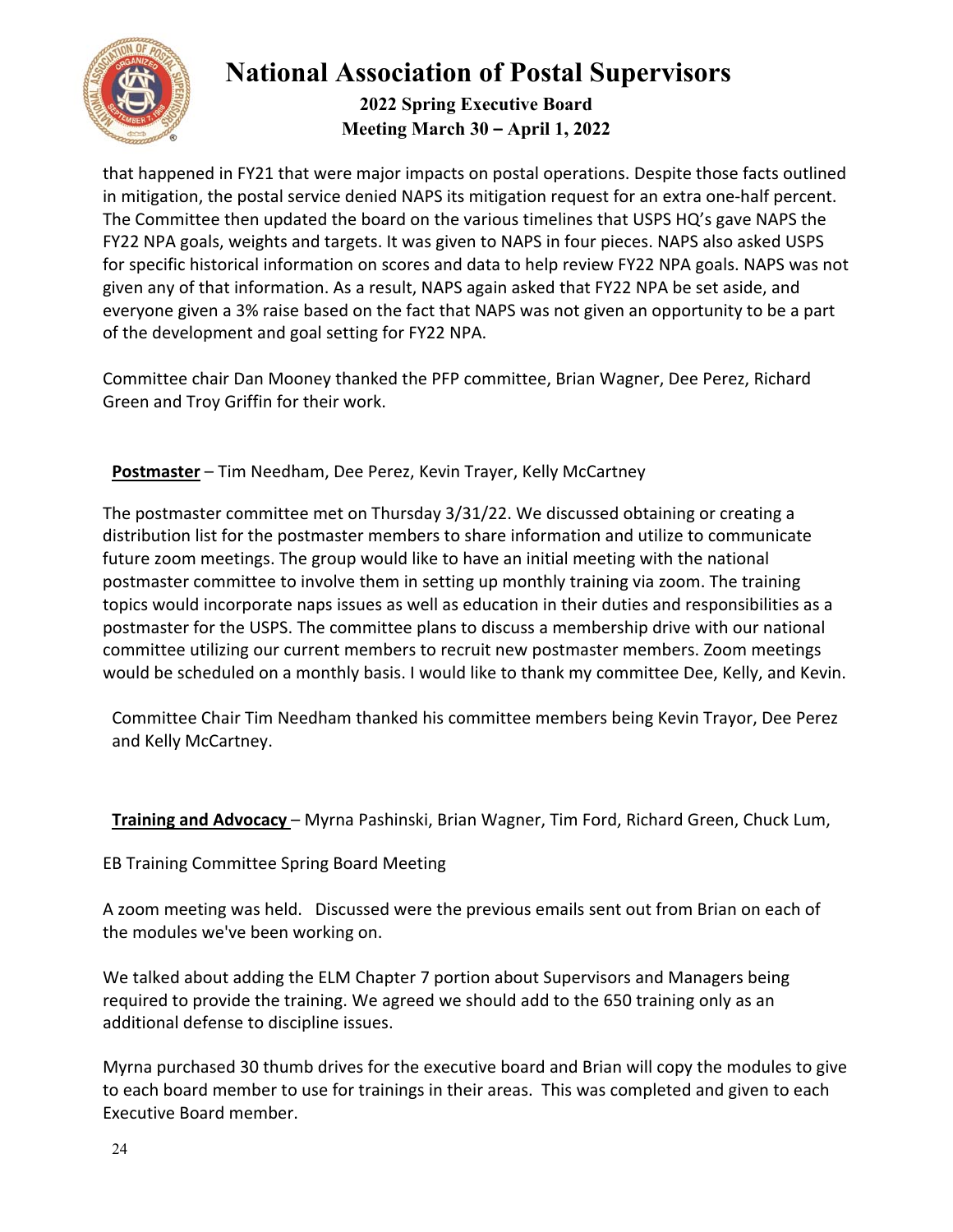that happened in FY21 that were major impacts on postal operations. Despite those facts outlined in mitigation, the postal service denied NAPS its mitigation request for an extra one-half percent. The Committee then updated the board on the various timelines that USPS HQ's gave NAPS the FY22 NPA goals, weights and targets. It was given to NAPS in four pieces. NAPS also asked USPS for specific historical information on scores and data to help review FY22 NPA goals. NAPS was not given any of that information. As a result, NAPS again asked that FY22 NPA be set aside, and everyone given a 3% raise based on the fact that NAPS was not given an opportunity to be a part of the development and goal setting for FY22 NPA.

Committee chair Dan Mooney thanked the PFP committee, Brian Wagner, Dee Perez, Richard Green and Troy Griffin for their work.

**Postmaster** – Tim Needham, Dee Perez, Kevin Trayer, Kelly McCartney

The postmaster committee met on Thursday 3/31/22. We discussed obtaining or creating a distribution list for the postmaster members to share information and utilize to communicate future zoom meetings. The group would like to have an initial meeting with the national postmaster committee to involve them in setting up monthly training via zoom. The training topics would incorporate naps issues as well as education in their duties and responsibilities as a postmaster for the USPS. The committee plans to discuss a membership drive with our national committee utilizing our current members to recruit new postmaster members. Zoom meetings would be scheduled on a monthly basis. I would like to thank my committee Dee, Kelly, and Kevin.

Committee Chair Tim Needham thanked his committee members being Kevin Trayor, Dee Perez and Kelly McCartney.

**Training and Advocacy** – Myrna Pashinski, Brian Wagner, Tim Ford, Richard Green, Chuck Lum,

EB Training Committee Spring Board Meeting

A zoom meeting was held. Discussed were the previous emails sent out from Brian on each of the modules we've been working on.

We talked about adding the ELM Chapter 7 portion about Supervisors and Managers being required to provide the training. We agreed we should add to the 650 training only as an additional defense to discipline issues.

Myrna purchased 30 thumb drives for the executive board and Brian will copy the modules to give to each board member to use for trainings in their areas. This was completed and given to each Executive Board member.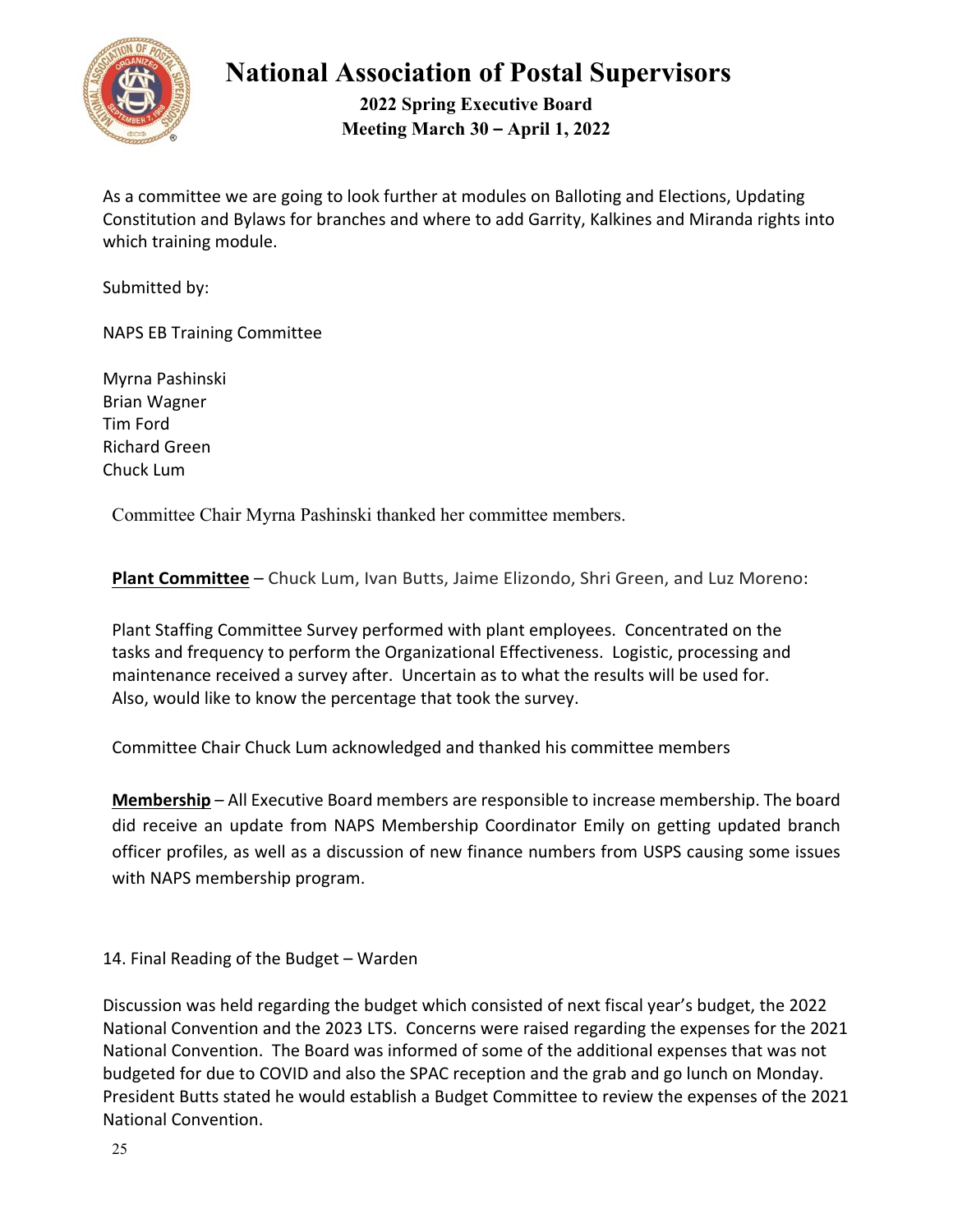As a committee we are going to look further at modules on Balloting and Elections, Updating Constitution and Bylaws for branches and where to add Garrity, Kalkines and Miranda rights into which training module.

Submitted by:

NAPS EB Training Committee

Myrna Pashinski
Brian Wagner
Tim Ford
Richard Green
Chuck Lum

Committee Chair Myrna Pashinski thanked her committee members.

**Plant Committee** – Chuck Lum, Ivan Butts, Jaime Elizondo, Shri Green, and Luz Moreno:

Plant Staffing Committee Survey performed with plant employees. Concentrated on the tasks and frequency to perform the Organizational Effectiveness. Logistic, processing and maintenance received a survey after. Uncertain as to what the results will be used for. Also, would like to know the percentage that took the survey.

Committee Chair Chuck Lum acknowledged and thanked his committee members

**Membership** – All Executive Board members are responsible to increase membership. The board did receive an update from NAPS Membership Coordinator Emily on getting updated branch officer profiles, as well as a discussion of new finance numbers from USPS causing some issues with NAPS membership program.

14. Final Reading of the Budget – Warden

Discussion was held regarding the budget which consisted of next fiscal year's budget, the 2022 National Convention and the 2023 LTS. Concerns were raised regarding the expenses for the 2021 National Convention. The Board was informed of some of the additional expenses that was not budgeted for due to COVID and also the SPAC reception and the grab and go lunch on Monday. President Butts stated he would establish a Budget Committee to review the expenses of the 2021 National Convention.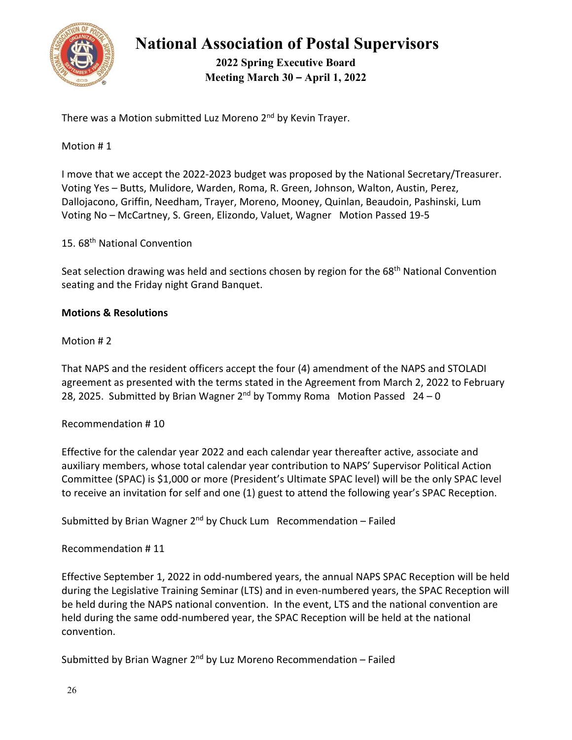There was a Motion submitted Luz Moreno 2nd by Kevin Trayer.

Motion # 1

I move that we accept the 2022-2023 budget was proposed by the National Secretary/Treasurer.
Voting Yes – Butts, Mulidore, Warden, Roma, R. Green, Johnson, Walton, Austin, Perez, Dallojacono, Griffin, Needham, Trayer, Moreno, Mooney, Quinlan, Beaudoin, Pashinski, Lum
Voting No – McCartney, S. Green, Elizondo, Valuet, Wagner   Motion Passed 19-5

15. 68th National Convention

Seat selection drawing was held and sections chosen by region for the 68th National Convention seating and the Friday night Grand Banquet.

**Motions & Resolutions**

Motion # 2

That NAPS and the resident officers accept the four (4) amendment of the NAPS and STOLADI agreement as presented with the terms stated in the Agreement from March 2, 2022 to February 28, 2025. Submitted by Brian Wagner 2nd by Tommy Roma   Motion Passed   24 – 0

Recommendation # 10

Effective for the calendar year 2022 and each calendar year thereafter active, associate and auxiliary members, whose total calendar year contribution to NAPS' Supervisor Political Action Committee (SPAC) is $1,000 or more (President's Ultimate SPAC level) will be the only SPAC level to receive an invitation for self and one (1) guest to attend the following year's SPAC Reception.

Submitted by Brian Wagner 2nd by Chuck Lum   Recommendation – Failed

Recommendation # 11

Effective September 1, 2022 in odd-numbered years, the annual NAPS SPAC Reception will be held during the Legislative Training Seminar (LTS) and in even-numbered years, the SPAC Reception will be held during the NAPS national convention. In the event, LTS and the national convention are held during the same odd-numbered year, the SPAC Reception will be held at the national convention.

Submitted by Brian Wagner 2nd by Luz Moreno Recommendation – Failed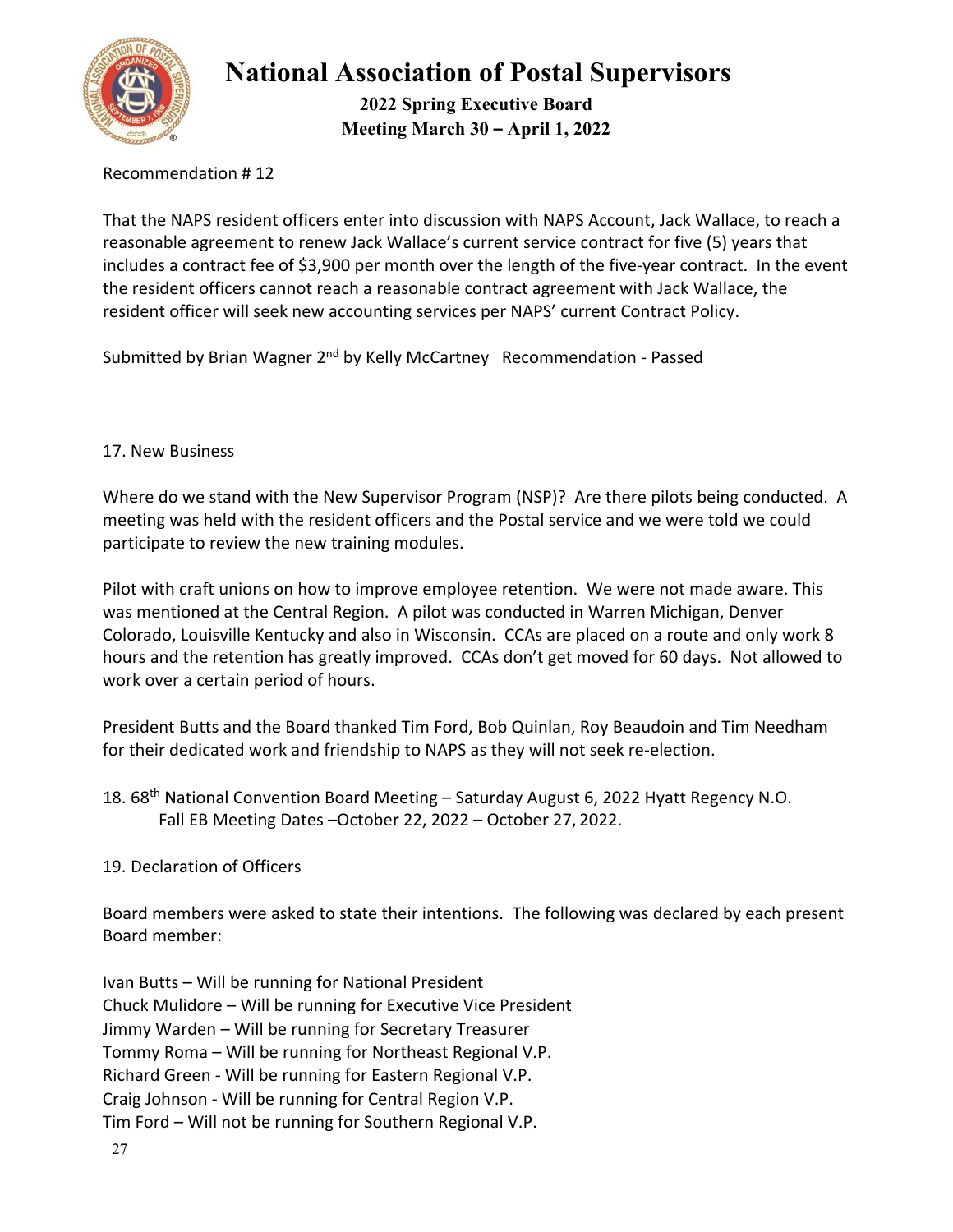Recommendation # 12

That the NAPS resident officers enter into discussion with NAPS Account, Jack Wallace, to reach a reasonable agreement to renew Jack Wallace's current service contract for five (5) years that includes a contract fee of $3,900 per month over the length of the five-year contract. In the event the resident officers cannot reach a reasonable contract agreement with Jack Wallace, the resident officer will seek new accounting services per NAPS' current Contract Policy.

Submitted by Brian Wagner 2nd by Kelly McCartney Recommendation - Passed

17. New Business

Where do we stand with the New Supervisor Program (NSP)? Are there pilots being conducted. A meeting was held with the resident officers and the Postal service and we were told we could participate to review the new training modules.

Pilot with craft unions on how to improve employee retention. We were not made aware. This was mentioned at the Central Region. A pilot was conducted in Warren Michigan, Denver Colorado, Louisville Kentucky and also in Wisconsin. CCAs are placed on a route and only work 8 hours and the retention has greatly improved. CCAs don't get moved for 60 days. Not allowed to work over a certain period of hours.

President Butts and the Board thanked Tim Ford, Bob Quinlan, Roy Beaudoin and Tim Needham for their dedicated work and friendship to NAPS as they will not seek re-election.

18. 68th National Convention Board Meeting – Saturday August 6, 2022 Hyatt Regency N.O.
    Fall EB Meeting Dates –October 22, 2022 – October 27, 2022.

19. Declaration of Officers

Board members were asked to state their intentions. The following was declared by each present Board member:

Ivan Butts – Will be running for National President
Chuck Mulidore – Will be running for Executive Vice President
Jimmy Warden – Will be running for Secretary Treasurer
Tommy Roma – Will be running for Northeast Regional V.P.
Richard Green - Will be running for Eastern Regional V.P.
Craig Johnson - Will be running for Central Region V.P.
Tim Ford – Will not be running for Southern Regional V.P.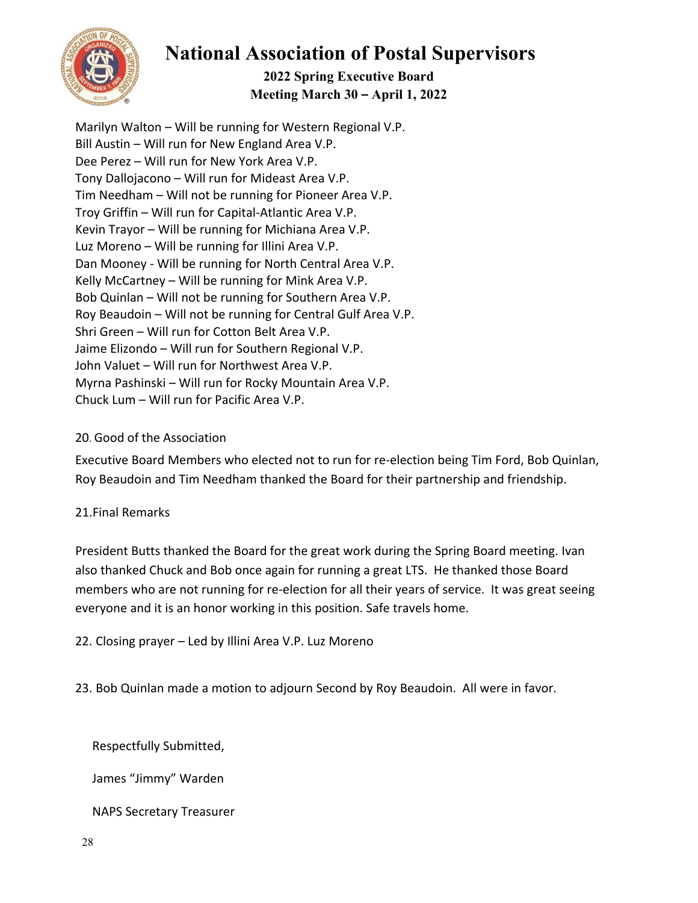Marilyn Walton – Will be running for Western Regional V.P.
Bill Austin – Will run for New England Area V.P.
Dee Perez – Will run for New York Area V.P.
Tony Dallojacono – Will run for Mideast Area V.P.
Tim Needham – Will not be running for Pioneer Area V.P.
Troy Griffin – Will run for Capital-Atlantic Area V.P.
Kevin Trayor – Will be running for Michiana Area V.P.
Luz Moreno – Will be running for Illini Area V.P.
Dan Mooney - Will be running for North Central Area V.P.
Kelly McCartney – Will be running for Mink Area V.P.
Bob Quinlan – Will not be running for Southern Area V.P.
Roy Beaudoin – Will not be running for Central Gulf Area V.P.
Shri Green – Will run for Cotton Belt Area V.P.
Jaime Elizondo – Will run for Southern Regional V.P.
John Valuet – Will run for Northwest Area V.P.
Myrna Pashinski – Will run for Rocky Mountain Area V.P.
Chuck Lum – Will run for Pacific Area V.P.

20. Good of the Association

Executive Board Members who elected not to run for re-election being Tim Ford, Bob Quinlan, Roy Beaudoin and Tim Needham thanked the Board for their partnership and friendship.

21.Final Remarks

President Butts thanked the Board for the great work during the Spring Board meeting. Ivan also thanked Chuck and Bob once again for running a great LTS. He thanked those Board members who are not running for re-election for all their years of service. It was great seeing everyone and it is an honor working in this position. Safe travels home.

22. Closing prayer – Led by Illini Area V.P. Luz Moreno

23. Bob Quinlan made a motion to adjourn Second by Roy Beaudoin. All were in favor.

Respectfully Submitted,

James "Jimmy" Warden

NAPS Secretary Treasurer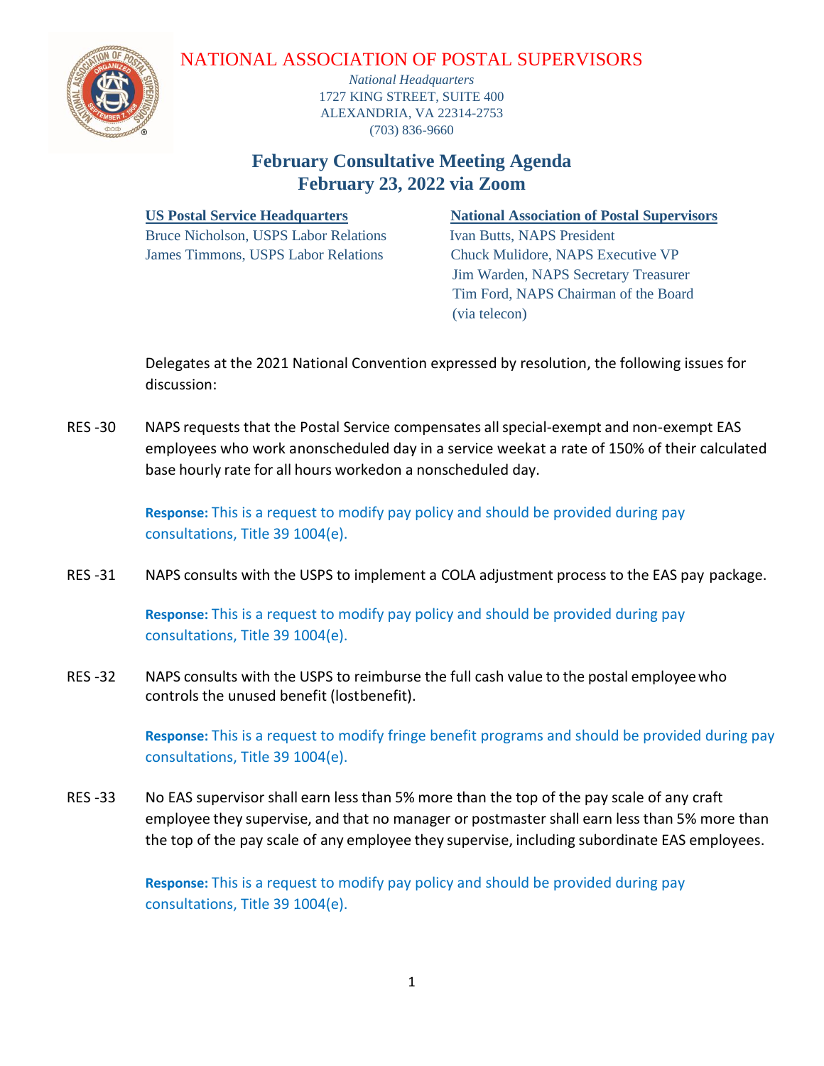# NATIONAL ASSOCIATION OF POSTAL SUPERVISORS

*National Headquarters*
1727 KING STREET, SUITE 400
ALEXANDRIA, VA 22314-2753
(703) 836-9660

## February Consultative Meeting Agenda
## February 23, 2022 via Zoom

| US Postal Service Headquarters | National Association of Postal Supervisors |
|---|---|
| Bruce Nicholson, USPS Labor Relations | Ivan Butts, NAPS President |
| James Timmons, USPS Labor Relations | Chuck Mulidore, NAPS Executive VP |
| | Jim Warden, NAPS Secretary Treasurer |
| | Tim Ford, NAPS Chairman of the Board (via telecon) |

Delegates at the 2021 National Convention expressed by resolution, the following issues for discussion:

RES -30 NAPS requests that the Postal Service compensates all special-exempt and non-exempt EAS employees who work anonscheduled day in a service weekat a rate of 150% of their calculated base hourly rate for all hours workedon a nonscheduled day.

**Response:** This is a request to modify pay policy and should be provided during pay consultations, Title 39 1004(e).

RES -31 NAPS consults with the USPS to implement a COLA adjustment process to the EAS pay package.

**Response:** This is a request to modify pay policy and should be provided during pay consultations, Title 39 1004(e).

RES -32 NAPS consults with the USPS to reimburse the full cash value to the postal employee who controls the unused benefit (lostbenefit).

**Response:** This is a request to modify fringe benefit programs and should be provided during pay consultations, Title 39 1004(e).

RES -33 No EAS supervisor shall earn less than 5% more than the top of the pay scale of any craft employee they supervise, and that no manager or postmaster shall earn less than 5% more than the top of the pay scale of any employee they supervise, including subordinate EAS employees.

**Response:** This is a request to modify pay policy and should be provided during pay consultations, Title 39 1004(e).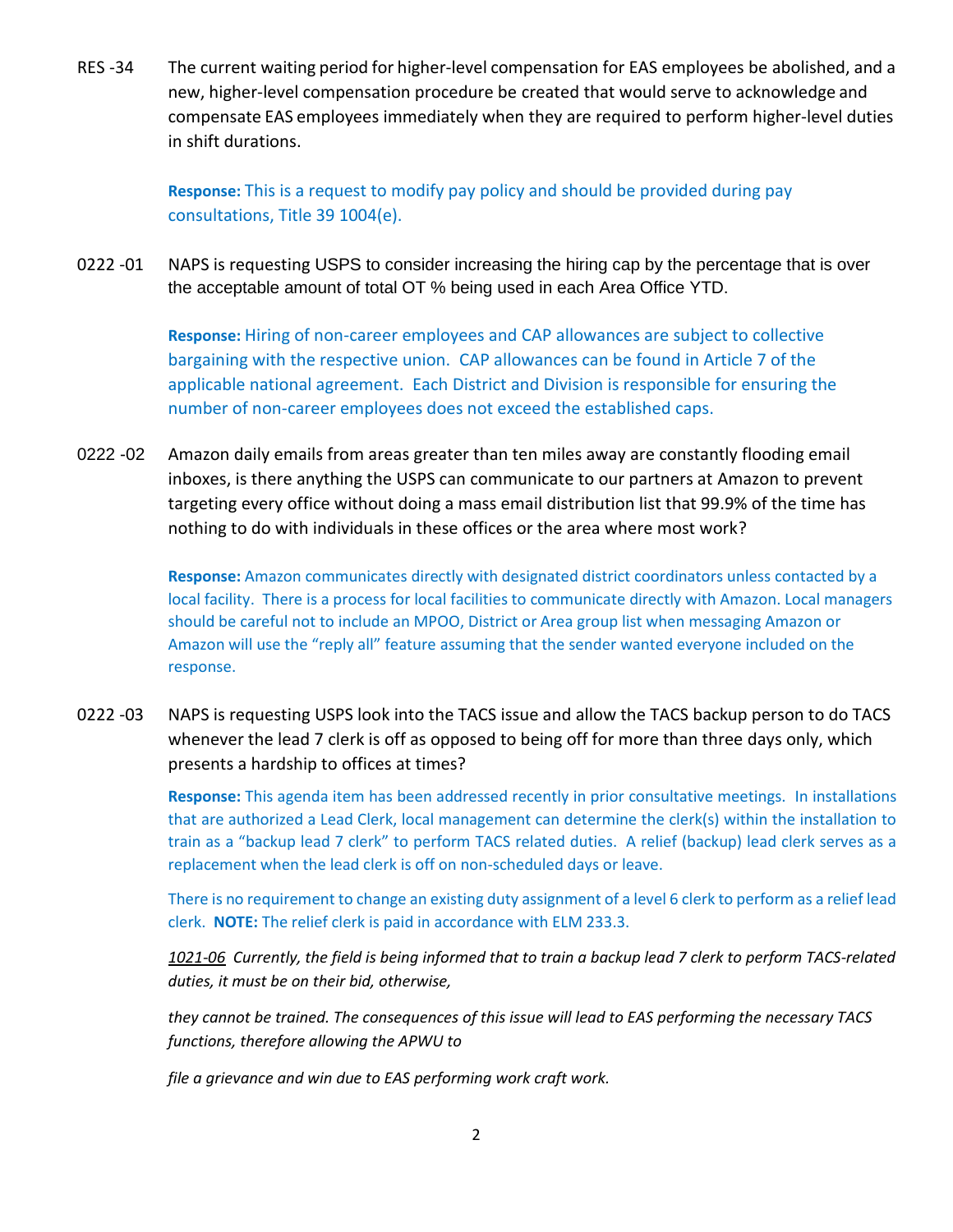RES -34 The current waiting period for higher-level compensation for EAS employees be abolished, and a new, higher-level compensation procedure be created that would serve to acknowledge and compensate EAS employees immediately when they are required to perform higher-level duties in shift durations.

**Response:** This is a request to modify pay policy and should be provided during pay consultations, Title 39 1004(e).

0222 -01 NAPS is requesting USPS to consider increasing the hiring cap by the percentage that is over the acceptable amount of total OT % being used in each Area Office YTD.

**Response:** Hiring of non-career employees and CAP allowances are subject to collective bargaining with the respective union. CAP allowances can be found in Article 7 of the applicable national agreement. Each District and Division is responsible for ensuring the number of non-career employees does not exceed the established caps.

0222 -02 Amazon daily emails from areas greater than ten miles away are constantly flooding email inboxes, is there anything the USPS can communicate to our partners at Amazon to prevent targeting every office without doing a mass email distribution list that 99.9% of the time has nothing to do with individuals in these offices or the area where most work?

**Response:** Amazon communicates directly with designated district coordinators unless contacted by a local facility. There is a process for local facilities to communicate directly with Amazon. Local managers should be careful not to include an MPOO, District or Area group list when messaging Amazon or Amazon will use the "reply all" feature assuming that the sender wanted everyone included on the response.

0222 -03 NAPS is requesting USPS look into the TACS issue and allow the TACS backup person to do TACS whenever the lead 7 clerk is off as opposed to being off for more than three days only, which presents a hardship to offices at times?

**Response:** This agenda item has been addressed recently in prior consultative meetings. In installations that are authorized a Lead Clerk, local management can determine the clerk(s) within the installation to train as a "backup lead 7 clerk" to perform TACS related duties. A relief (backup) lead clerk serves as a replacement when the lead clerk is off on non-scheduled days or leave.

There is no requirement to change an existing duty assignment of a level 6 clerk to perform as a relief lead clerk. **NOTE:** The relief clerk is paid in accordance with ELM 233.3.

*<u>1021-06</u> Currently, the field is being informed that to train a backup lead 7 clerk to perform TACS-related duties, it must be on their bid, otherwise,*

*they cannot be trained. The consequences of this issue will lead to EAS performing the necessary TACS functions, therefore allowing the APWU to*

*file a grievance and win due to EAS performing work craft work.*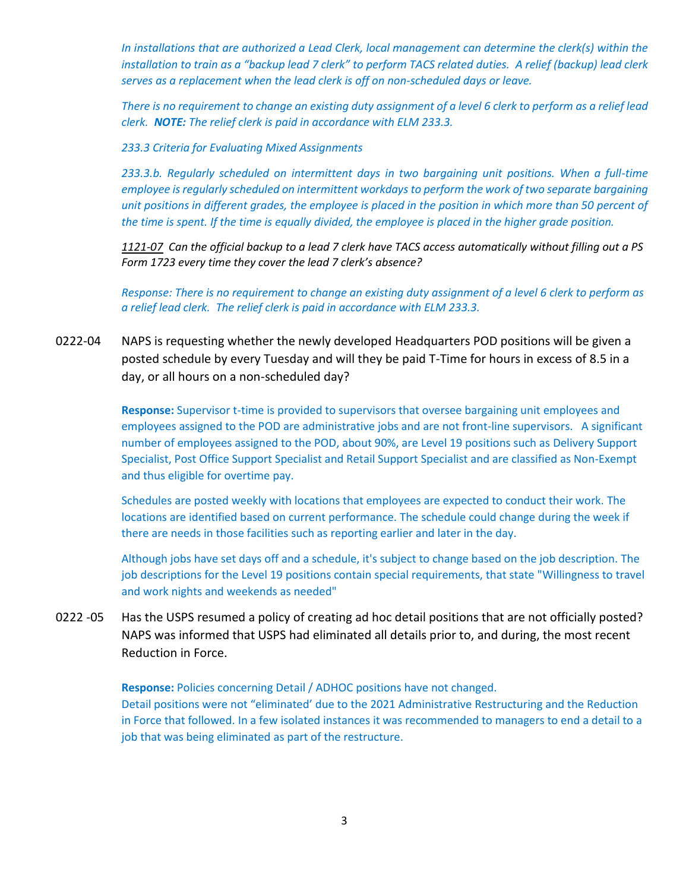*In installations that are authorized a Lead Clerk, local management can determine the clerk(s) within the installation to train as a "backup lead 7 clerk" to perform TACS related duties. A relief (backup) lead clerk serves as a replacement when the lead clerk is off on non-scheduled days or leave.*

*There is no requirement to change an existing duty assignment of a level 6 clerk to perform as a relief lead clerk.* ***NOTE:*** *The relief clerk is paid in accordance with ELM 233.3.*

*233.3 Criteria for Evaluating Mixed Assignments*

*233.3.b. Regularly scheduled on intermittent days in two bargaining unit positions. When a full-time employee is regularly scheduled on intermittent workdays to perform the work of two separate bargaining unit positions in different grades, the employee is placed in the position in which more than 50 percent of the time is spent. If the time is equally divided, the employee is placed in the higher grade position.*

*1121-07 Can the official backup to a lead 7 clerk have TACS access automatically without filling out a PS Form 1723 every time they cover the lead 7 clerk's absence?*

*Response: There is no requirement to change an existing duty assignment of a level 6 clerk to perform as a relief lead clerk. The relief clerk is paid in accordance with ELM 233.3.*

0222-04 NAPS is requesting whether the newly developed Headquarters POD positions will be given a posted schedule by every Tuesday and will they be paid T-Time for hours in excess of 8.5 in a day, or all hours on a non-scheduled day?

**Response:** Supervisor t-time is provided to supervisors that oversee bargaining unit employees and employees assigned to the POD are administrative jobs and are not front-line supervisors. A significant number of employees assigned to the POD, about 90%, are Level 19 positions such as Delivery Support Specialist, Post Office Support Specialist and Retail Support Specialist and are classified as Non-Exempt and thus eligible for overtime pay.

Schedules are posted weekly with locations that employees are expected to conduct their work. The locations are identified based on current performance. The schedule could change during the week if there are needs in those facilities such as reporting earlier and later in the day.

Although jobs have set days off and a schedule, it's subject to change based on the job description. The job descriptions for the Level 19 positions contain special requirements, that state "Willingness to travel and work nights and weekends as needed"

0222 -05 Has the USPS resumed a policy of creating ad hoc detail positions that are not officially posted? NAPS was informed that USPS had eliminated all details prior to, and during, the most recent Reduction in Force.

**Response:** Policies concerning Detail / ADHOC positions have not changed.
Detail positions were not "eliminated' due to the 2021 Administrative Restructuring and the Reduction in Force that followed. In a few isolated instances it was recommended to managers to end a detail to a job that was being eliminated as part of the restructure.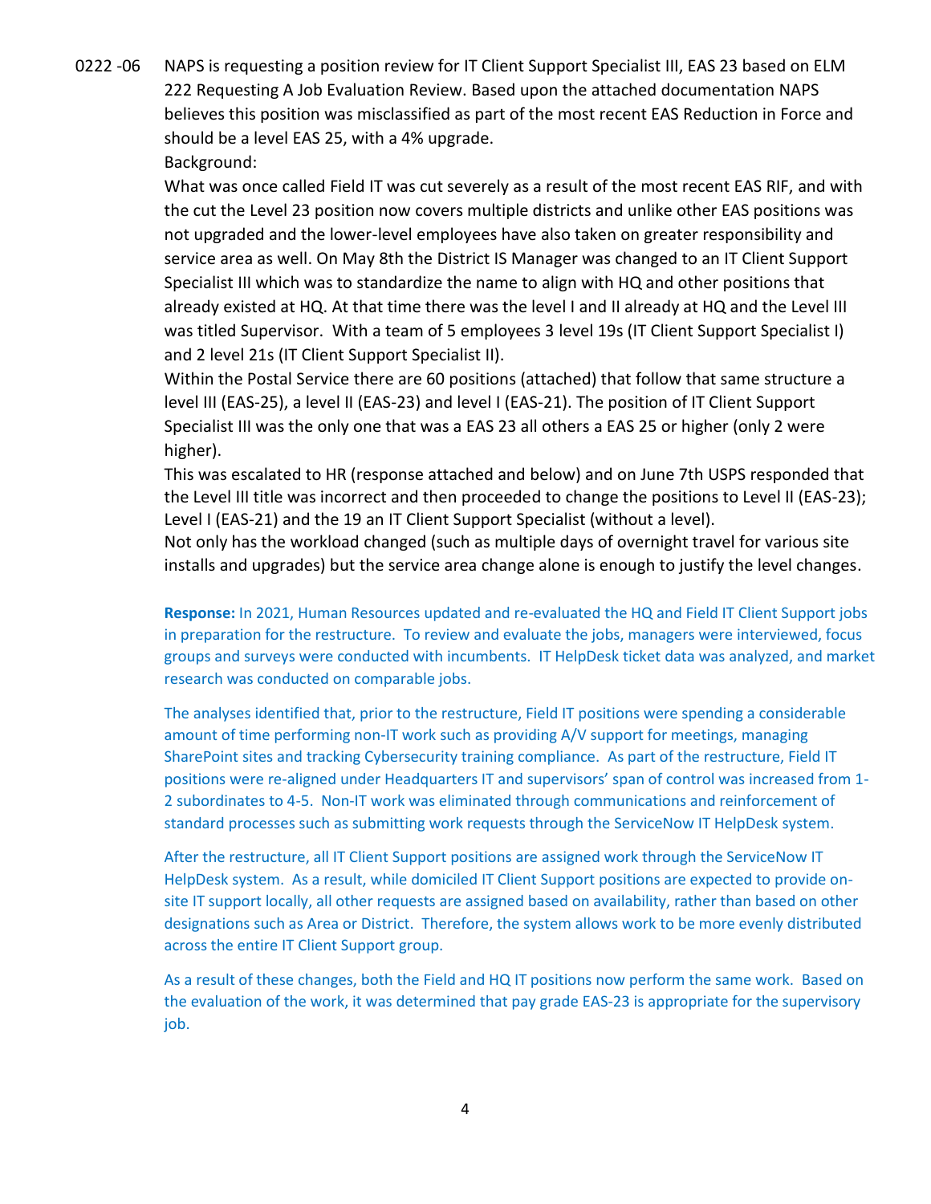0222 -06 NAPS is requesting a position review for IT Client Support Specialist III, EAS 23 based on ELM 222 Requesting A Job Evaluation Review. Based upon the attached documentation NAPS believes this position was misclassified as part of the most recent EAS Reduction in Force and should be a level EAS 25, with a 4% upgrade.

Background:

What was once called Field IT was cut severely as a result of the most recent EAS RIF, and with the cut the Level 23 position now covers multiple districts and unlike other EAS positions was not upgraded and the lower-level employees have also taken on greater responsibility and service area as well. On May 8th the District IS Manager was changed to an IT Client Support Specialist III which was to standardize the name to align with HQ and other positions that already existed at HQ. At that time there was the level I and II already at HQ and the Level III was titled Supervisor. With a team of 5 employees 3 level 19s (IT Client Support Specialist I) and 2 level 21s (IT Client Support Specialist II).

Within the Postal Service there are 60 positions (attached) that follow that same structure a level III (EAS-25), a level II (EAS-23) and level I (EAS-21). The position of IT Client Support Specialist III was the only one that was a EAS 23 all others a EAS 25 or higher (only 2 were higher).

This was escalated to HR (response attached and below) and on June 7th USPS responded that the Level III title was incorrect and then proceeded to change the positions to Level II (EAS-23); Level I (EAS-21) and the 19 an IT Client Support Specialist (without a level).

Not only has the workload changed (such as multiple days of overnight travel for various site installs and upgrades) but the service area change alone is enough to justify the level changes.

**Response:** In 2021, Human Resources updated and re-evaluated the HQ and Field IT Client Support jobs in preparation for the restructure. To review and evaluate the jobs, managers were interviewed, focus groups and surveys were conducted with incumbents. IT HelpDesk ticket data was analyzed, and market research was conducted on comparable jobs.

The analyses identified that, prior to the restructure, Field IT positions were spending a considerable amount of time performing non-IT work such as providing A/V support for meetings, managing SharePoint sites and tracking Cybersecurity training compliance. As part of the restructure, Field IT positions were re-aligned under Headquarters IT and supervisors' span of control was increased from 1-2 subordinates to 4-5. Non-IT work was eliminated through communications and reinforcement of standard processes such as submitting work requests through the ServiceNow IT HelpDesk system.

After the restructure, all IT Client Support positions are assigned work through the ServiceNow IT HelpDesk system. As a result, while domiciled IT Client Support positions are expected to provide on-site IT support locally, all other requests are assigned based on availability, rather than based on other designations such as Area or District. Therefore, the system allows work to be more evenly distributed across the entire IT Client Support group.

As a result of these changes, both the Field and HQ IT positions now perform the same work. Based on the evaluation of the work, it was determined that pay grade EAS-23 is appropriate for the supervisory job.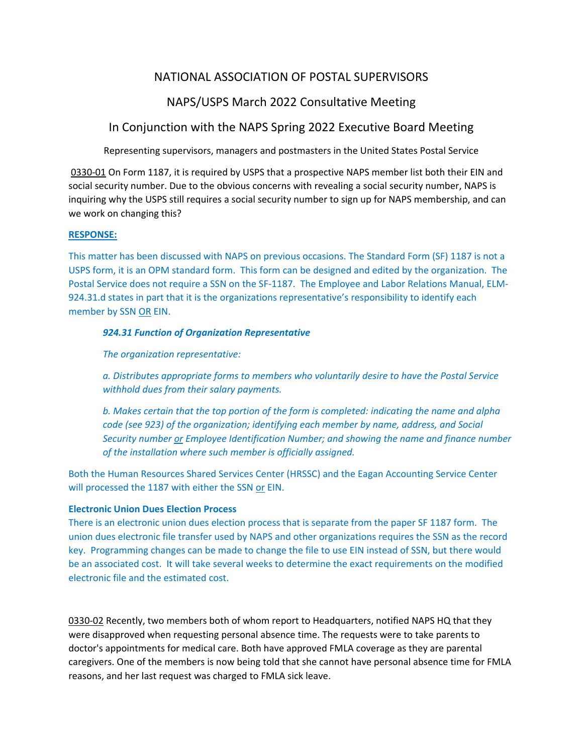# NATIONAL ASSOCIATION OF POSTAL SUPERVISORS

## NAPS/USPS March 2022 Consultative Meeting

## In Conjunction with the NAPS Spring 2022 Executive Board Meeting

Representing supervisors, managers and postmasters in the United States Postal Service

0330-01 On Form 1187, it is required by USPS that a prospective NAPS member list both their EIN and social security number. Due to the obvious concerns with revealing a social security number, NAPS is inquiring why the USPS still requires a social security number to sign up for NAPS membership, and can we work on changing this?

**RESPONSE:**

This matter has been discussed with NAPS on previous occasions. The Standard Form (SF) 1187 is not a USPS form, it is an OPM standard form. This form can be designed and edited by the organization. The Postal Service does not require a SSN on the SF-1187. The Employee and Labor Relations Manual, ELM-924.31.d states in part that it is the organizations representative's responsibility to identify each member by SSN OR EIN.

> ***924.31 Function of Organization Representative***
>
> *The organization representative:*
>
> *a. Distributes appropriate forms to members who voluntarily desire to have the Postal Service withhold dues from their salary payments.*
>
> *b. Makes certain that the top portion of the form is completed: indicating the name and alpha code (see 923) of the organization; identifying each member by name, address, and Social Security number or Employee Identification Number; and showing the name and finance number of the installation where such member is officially assigned.*

Both the Human Resources Shared Services Center (HRSSC) and the Eagan Accounting Service Center will processed the 1187 with either the SSN or EIN.

**Electronic Union Dues Election Process**

There is an electronic union dues election process that is separate from the paper SF 1187 form. The union dues electronic file transfer used by NAPS and other organizations requires the SSN as the record key. Programming changes can be made to change the file to use EIN instead of SSN, but there would be an associated cost. It will take several weeks to determine the exact requirements on the modified electronic file and the estimated cost.

0330-02 Recently, two members both of whom report to Headquarters, notified NAPS HQ that they were disapproved when requesting personal absence time. The requests were to take parents to doctor's appointments for medical care. Both have approved FMLA coverage as they are parental caregivers. One of the members is now being told that she cannot have personal absence time for FMLA reasons, and her last request was charged to FMLA sick leave.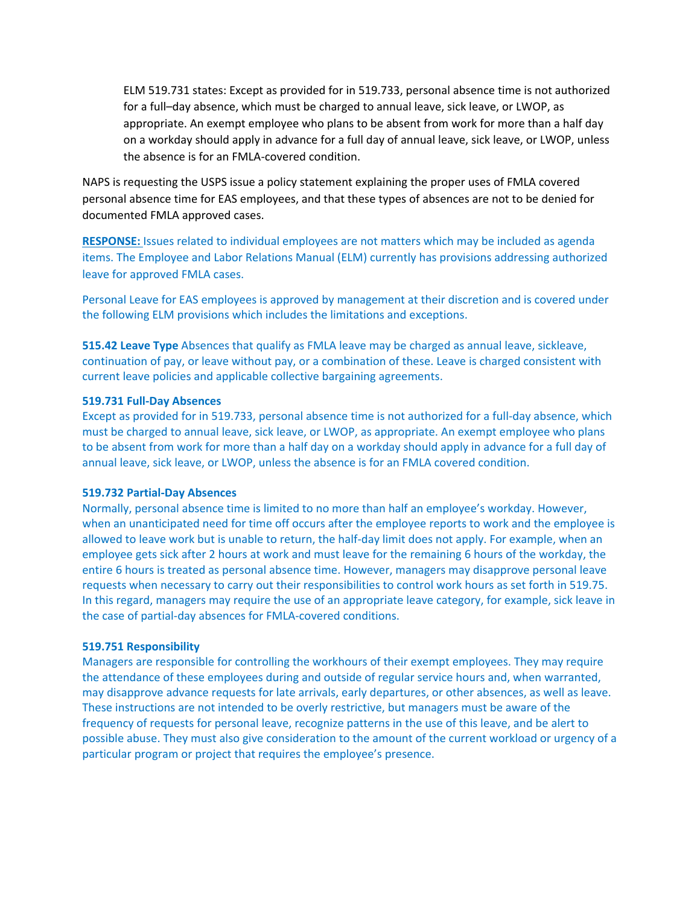> ELM 519.731 states: Except as provided for in 519.733, personal absence time is not authorized for a full–day absence, which must be charged to annual leave, sick leave, or LWOP, as appropriate. An exempt employee who plans to be absent from work for more than a half day on a workday should apply in advance for a full day of annual leave, sick leave, or LWOP, unless the absence is for an FMLA-covered condition.

NAPS is requesting the USPS issue a policy statement explaining the proper uses of FMLA covered personal absence time for EAS employees, and that these types of absences are not to be denied for documented FMLA approved cases.

**RESPONSE:** Issues related to individual employees are not matters which may be included as agenda items. The Employee and Labor Relations Manual (ELM) currently has provisions addressing authorized leave for approved FMLA cases.

Personal Leave for EAS employees is approved by management at their discretion and is covered under the following ELM provisions which includes the limitations and exceptions.

**515.42 Leave Type** Absences that qualify as FMLA leave may be charged as annual leave, sickleave, continuation of pay, or leave without pay, or a combination of these. Leave is charged consistent with current leave policies and applicable collective bargaining agreements.

**519.731 Full-Day Absences**
Except as provided for in 519.733, personal absence time is not authorized for a full-day absence, which must be charged to annual leave, sick leave, or LWOP, as appropriate. An exempt employee who plans to be absent from work for more than a half day on a workday should apply in advance for a full day of annual leave, sick leave, or LWOP, unless the absence is for an FMLA covered condition.

**519.732 Partial-Day Absences**
Normally, personal absence time is limited to no more than half an employee's workday. However, when an unanticipated need for time off occurs after the employee reports to work and the employee is allowed to leave work but is unable to return, the half-day limit does not apply. For example, when an employee gets sick after 2 hours at work and must leave for the remaining 6 hours of the workday, the entire 6 hours is treated as personal absence time. However, managers may disapprove personal leave requests when necessary to carry out their responsibilities to control work hours as set forth in 519.75. In this regard, managers may require the use of an appropriate leave category, for example, sick leave in the case of partial-day absences for FMLA-covered conditions.

**519.751 Responsibility**
Managers are responsible for controlling the workhours of their exempt employees. They may require the attendance of these employees during and outside of regular service hours and, when warranted, may disapprove advance requests for late arrivals, early departures, or other absences, as well as leave. These instructions are not intended to be overly restrictive, but managers must be aware of the frequency of requests for personal leave, recognize patterns in the use of this leave, and be alert to possible abuse. They must also give consideration to the amount of the current workload or urgency of a particular program or project that requires the employee's presence.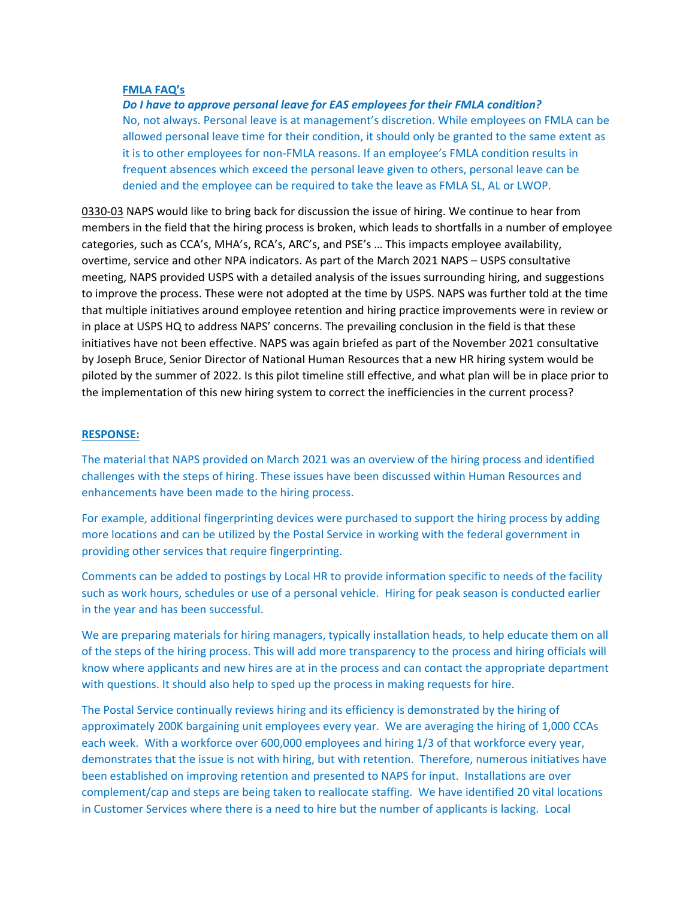**FMLA FAQ's**

***Do I have to approve personal leave for EAS employees for their FMLA condition?***

No, not always. Personal leave is at management's discretion. While employees on FMLA can be allowed personal leave time for their condition, it should only be granted to the same extent as it is to other employees for non-FMLA reasons. If an employee's FMLA condition results in frequent absences which exceed the personal leave given to others, personal leave can be denied and the employee can be required to take the leave as FMLA SL, AL or LWOP.

0330-03 NAPS would like to bring back for discussion the issue of hiring. We continue to hear from members in the field that the hiring process is broken, which leads to shortfalls in a number of employee categories, such as CCA's, MHA's, RCA's, ARC's, and PSE's … This impacts employee availability, overtime, service and other NPA indicators. As part of the March 2021 NAPS – USPS consultative meeting, NAPS provided USPS with a detailed analysis of the issues surrounding hiring, and suggestions to improve the process. These were not adopted at the time by USPS. NAPS was further told at the time that multiple initiatives around employee retention and hiring practice improvements were in review or in place at USPS HQ to address NAPS' concerns. The prevailing conclusion in the field is that these initiatives have not been effective. NAPS was again briefed as part of the November 2021 consultative by Joseph Bruce, Senior Director of National Human Resources that a new HR hiring system would be piloted by the summer of 2022. Is this pilot timeline still effective, and what plan will be in place prior to the implementation of this new hiring system to correct the inefficiencies in the current process?

**RESPONSE:**

The material that NAPS provided on March 2021 was an overview of the hiring process and identified challenges with the steps of hiring. These issues have been discussed within Human Resources and enhancements have been made to the hiring process.

For example, additional fingerprinting devices were purchased to support the hiring process by adding more locations and can be utilized by the Postal Service in working with the federal government in providing other services that require fingerprinting.

Comments can be added to postings by Local HR to provide information specific to needs of the facility such as work hours, schedules or use of a personal vehicle. Hiring for peak season is conducted earlier in the year and has been successful.

We are preparing materials for hiring managers, typically installation heads, to help educate them on all of the steps of the hiring process. This will add more transparency to the process and hiring officials will know where applicants and new hires are at in the process and can contact the appropriate department with questions. It should also help to sped up the process in making requests for hire.

The Postal Service continually reviews hiring and its efficiency is demonstrated by the hiring of approximately 200K bargaining unit employees every year. We are averaging the hiring of 1,000 CCAs each week. With a workforce over 600,000 employees and hiring 1/3 of that workforce every year, demonstrates that the issue is not with hiring, but with retention. Therefore, numerous initiatives have been established on improving retention and presented to NAPS for input. Installations are over complement/cap and steps are being taken to reallocate staffing. We have identified 20 vital locations in Customer Services where there is a need to hire but the number of applicants is lacking. Local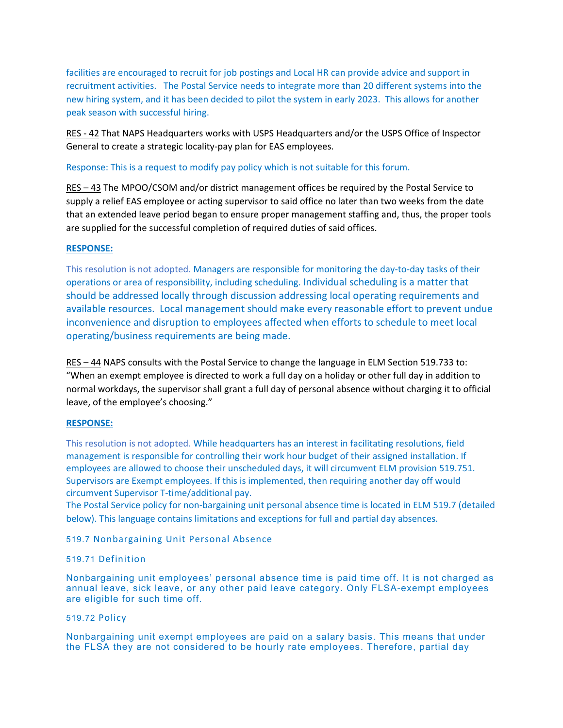facilities are encouraged to recruit for job postings and Local HR can provide advice and support in recruitment activities. The Postal Service needs to integrate more than 20 different systems into the new hiring system, and it has been decided to pilot the system in early 2023. This allows for another peak season with successful hiring.

<u>RES - 42</u> That NAPS Headquarters works with USPS Headquarters and/or the USPS Office of Inspector General to create a strategic locality-pay plan for EAS employees.

Response: This is a request to modify pay policy which is not suitable for this forum.

<u>RES – 43</u> The MPOO/CSOM and/or district management offices be required by the Postal Service to supply a relief EAS employee or acting supervisor to said office no later than two weeks from the date that an extended leave period began to ensure proper management staffing and, thus, the proper tools are supplied for the successful completion of required duties of said offices.

**<u>RESPONSE:</u>**

This resolution is not adopted. Managers are responsible for monitoring the day-to-day tasks of their operations or area of responsibility, including scheduling. Individual scheduling is a matter that should be addressed locally through discussion addressing local operating requirements and available resources. Local management should make every reasonable effort to prevent undue inconvenience and disruption to employees affected when efforts to schedule to meet local operating/business requirements are being made.

<u>RES – 44</u> NAPS consults with the Postal Service to change the language in ELM Section 519.733 to: "When an exempt employee is directed to work a full day on a holiday or other full day in addition to normal workdays, the supervisor shall grant a full day of personal absence without charging it to official leave, of the employee's choosing."

**<u>RESPONSE:</u>**

This resolution is not adopted. While headquarters has an interest in facilitating resolutions, field management is responsible for controlling their work hour budget of their assigned installation. If employees are allowed to choose their unscheduled days, it will circumvent ELM provision 519.751. Supervisors are Exempt employees. If this is implemented, then requiring another day off would circumvent Supervisor T-time/additional pay.

The Postal Service policy for non-bargaining unit personal absence time is located in ELM 519.7 (detailed below). This language contains limitations and exceptions for full and partial day absences.

519.7 Nonbargaining Unit Personal Absence

519.71 Definition

Nonbargaining unit employees' personal absence time is paid time off. It is not charged as annual leave, sick leave, or any other paid leave category. Only FLSA-exempt employees are eligible for such time off.

519.72 Policy

Nonbargaining unit exempt employees are paid on a salary basis. This means that under the FLSA they are not considered to be hourly rate employees. Therefore, partial day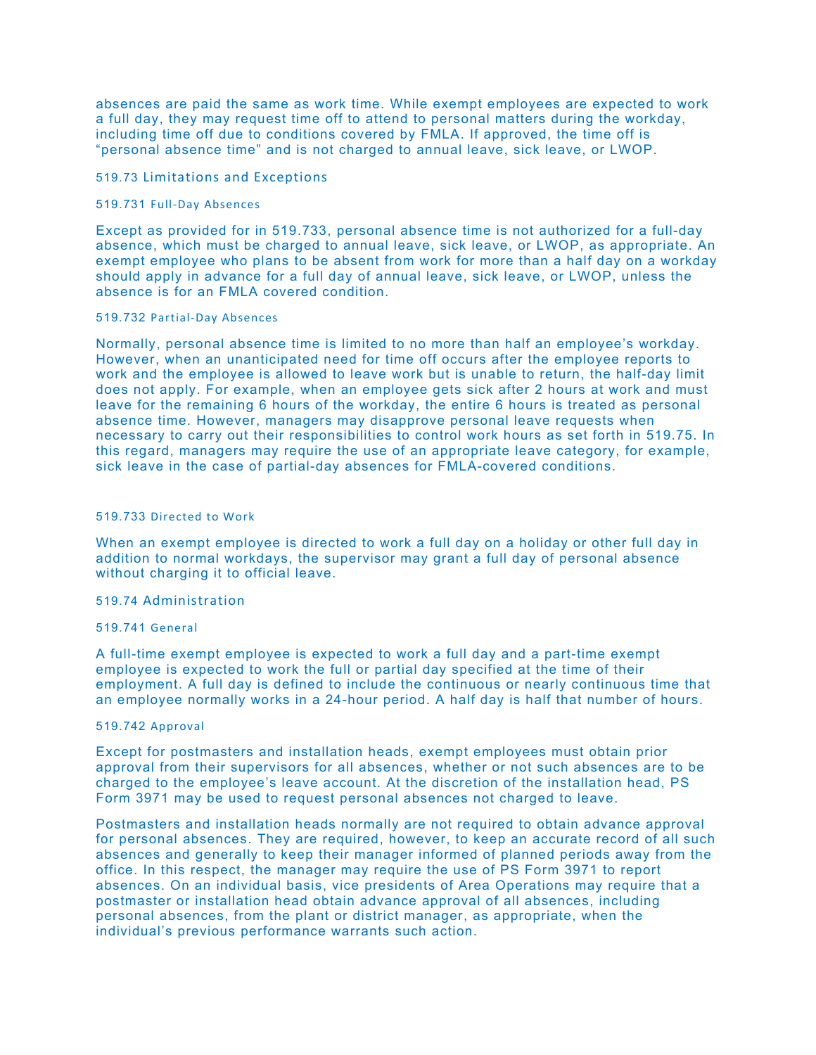absences are paid the same as work time. While exempt employees are expected to work a full day, they may request time off to attend to personal matters during the workday, including time off due to conditions covered by FMLA. If approved, the time off is "personal absence time" and is not charged to annual leave, sick leave, or LWOP.

### 519.73 Limitations and Exceptions

#### 519.731 Full-Day Absences

Except as provided for in 519.733, personal absence time is not authorized for a full-day absence, which must be charged to annual leave, sick leave, or LWOP, as appropriate. An exempt employee who plans to be absent from work for more than a half day on a workday should apply in advance for a full day of annual leave, sick leave, or LWOP, unless the absence is for an FMLA covered condition.

#### 519.732 Partial-Day Absences

Normally, personal absence time is limited to no more than half an employee's workday. However, when an unanticipated need for time off occurs after the employee reports to work and the employee is allowed to leave work but is unable to return, the half-day limit does not apply. For example, when an employee gets sick after 2 hours at work and must leave for the remaining 6 hours of the workday, the entire 6 hours is treated as personal absence time. However, managers may disapprove personal leave requests when necessary to carry out their responsibilities to control work hours as set forth in 519.75. In this regard, managers may require the use of an appropriate leave category, for example, sick leave in the case of partial-day absences for FMLA-covered conditions.

#### 519.733 Directed to Work

When an exempt employee is directed to work a full day on a holiday or other full day in addition to normal workdays, the supervisor may grant a full day of personal absence without charging it to official leave.

### 519.74 Administration

#### 519.741 General

A full-time exempt employee is expected to work a full day and a part-time exempt employee is expected to work the full or partial day specified at the time of their employment. A full day is defined to include the continuous or nearly continuous time that an employee normally works in a 24-hour period. A half day is half that number of hours.

#### 519.742 Approval

Except for postmasters and installation heads, exempt employees must obtain prior approval from their supervisors for all absences, whether or not such absences are to be charged to the employee's leave account. At the discretion of the installation head, PS Form 3971 may be used to request personal absences not charged to leave.

Postmasters and installation heads normally are not required to obtain advance approval for personal absences. They are required, however, to keep an accurate record of all such absences and generally to keep their manager informed of planned periods away from the office. In this respect, the manager may require the use of PS Form 3971 to report absences. On an individual basis, vice presidents of Area Operations may require that a postmaster or installation head obtain advance approval of all absences, including personal absences, from the plant or district manager, as appropriate, when the individual's previous performance warrants such action.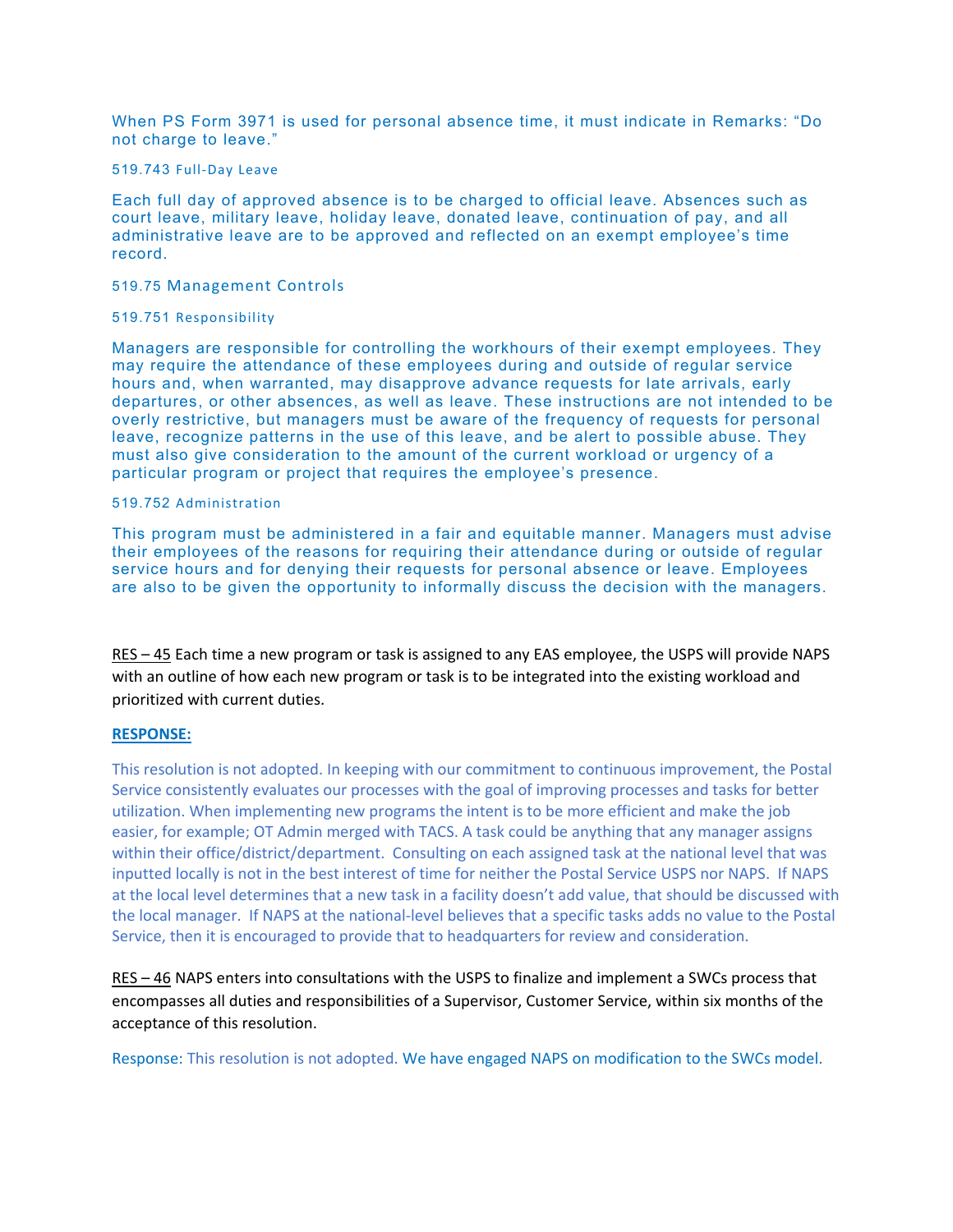When PS Form 3971 is used for personal absence time, it must indicate in Remarks: “Do not charge to leave.”

519.743 Full-Day Leave

Each full day of approved absence is to be charged to official leave. Absences such as court leave, military leave, holiday leave, donated leave, continuation of pay, and all administrative leave are to be approved and reflected on an exempt employee’s time record.

519.75 Management Controls

519.751 Responsibility

Managers are responsible for controlling the workhours of their exempt employees. They may require the attendance of these employees during and outside of regular service hours and, when warranted, may disapprove advance requests for late arrivals, early departures, or other absences, as well as leave. These instructions are not intended to be overly restrictive, but managers must be aware of the frequency of requests for personal leave, recognize patterns in the use of this leave, and be alert to possible abuse. They must also give consideration to the amount of the current workload or urgency of a particular program or project that requires the employee’s presence.

519.752 Administration

This program must be administered in a fair and equitable manner. Managers must advise their employees of the reasons for requiring their attendance during or outside of regular service hours and for denying their requests for personal absence or leave. Employees are also to be given the opportunity to informally discuss the decision with the managers.

RES – 45 Each time a new program or task is assigned to any EAS employee, the USPS will provide NAPS with an outline of how each new program or task is to be integrated into the existing workload and prioritized with current duties.

**RESPONSE:**

This resolution is not adopted. In keeping with our commitment to continuous improvement, the Postal Service consistently evaluates our processes with the goal of improving processes and tasks for better utilization. When implementing new programs the intent is to be more efficient and make the job easier, for example; OT Admin merged with TACS. A task could be anything that any manager assigns within their office/district/department. Consulting on each assigned task at the national level that was inputted locally is not in the best interest of time for neither the Postal Service USPS nor NAPS. If NAPS at the local level determines that a new task in a facility doesn’t add value, that should be discussed with the local manager. If NAPS at the national-level believes that a specific tasks adds no value to the Postal Service, then it is encouraged to provide that to headquarters for review and consideration.

RES – 46 NAPS enters into consultations with the USPS to finalize and implement a SWCs process that encompasses all duties and responsibilities of a Supervisor, Customer Service, within six months of the acceptance of this resolution.

Response: This resolution is not adopted. We have engaged NAPS on modification to the SWCs model.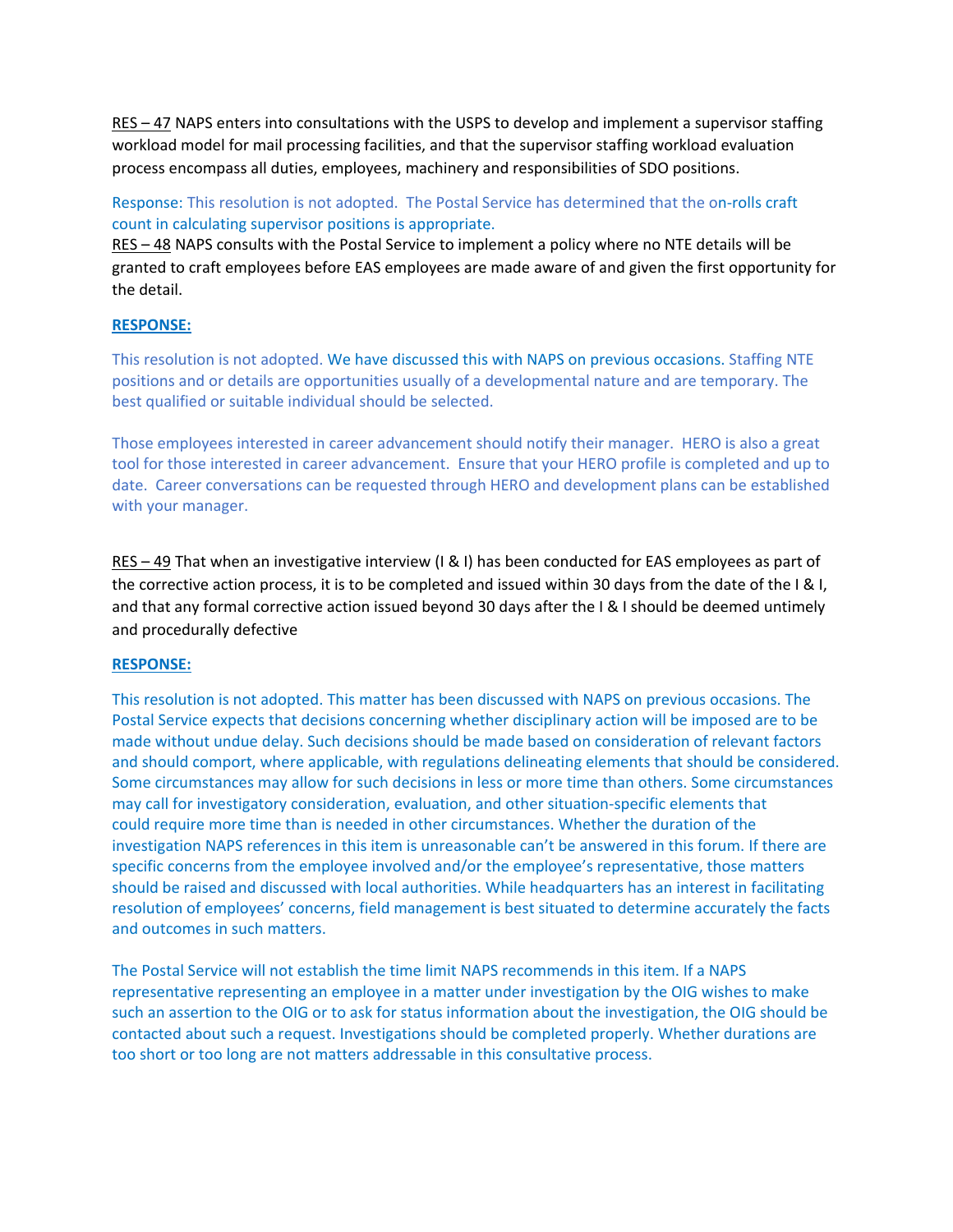RES – 47 NAPS enters into consultations with the USPS to develop and implement a supervisor staffing workload model for mail processing facilities, and that the supervisor staffing workload evaluation process encompass all duties, employees, machinery and responsibilities of SDO positions.

Response: This resolution is not adopted. The Postal Service has determined that the on-rolls craft count in calculating supervisor positions is appropriate.

RES – 48 NAPS consults with the Postal Service to implement a policy where no NTE details will be granted to craft employees before EAS employees are made aware of and given the first opportunity for the detail.

**RESPONSE:**

This resolution is not adopted. We have discussed this with NAPS on previous occasions. Staffing NTE positions and or details are opportunities usually of a developmental nature and are temporary. The best qualified or suitable individual should be selected.

Those employees interested in career advancement should notify their manager. HERO is also a great tool for those interested in career advancement. Ensure that your HERO profile is completed and up to date. Career conversations can be requested through HERO and development plans can be established with your manager.

RES – 49 That when an investigative interview (I & I) has been conducted for EAS employees as part of the corrective action process, it is to be completed and issued within 30 days from the date of the I & I, and that any formal corrective action issued beyond 30 days after the I & I should be deemed untimely and procedurally defective

**RESPONSE:**

This resolution is not adopted. This matter has been discussed with NAPS on previous occasions. The Postal Service expects that decisions concerning whether disciplinary action will be imposed are to be made without undue delay. Such decisions should be made based on consideration of relevant factors and should comport, where applicable, with regulations delineating elements that should be considered. Some circumstances may allow for such decisions in less or more time than others. Some circumstances may call for investigatory consideration, evaluation, and other situation-specific elements that could require more time than is needed in other circumstances. Whether the duration of the investigation NAPS references in this item is unreasonable can't be answered in this forum. If there are specific concerns from the employee involved and/or the employee's representative, those matters should be raised and discussed with local authorities. While headquarters has an interest in facilitating resolution of employees' concerns, field management is best situated to determine accurately the facts and outcomes in such matters.

The Postal Service will not establish the time limit NAPS recommends in this item. If a NAPS representative representing an employee in a matter under investigation by the OIG wishes to make such an assertion to the OIG or to ask for status information about the investigation, the OIG should be contacted about such a request. Investigations should be completed properly. Whether durations are too short or too long are not matters addressable in this consultative process.